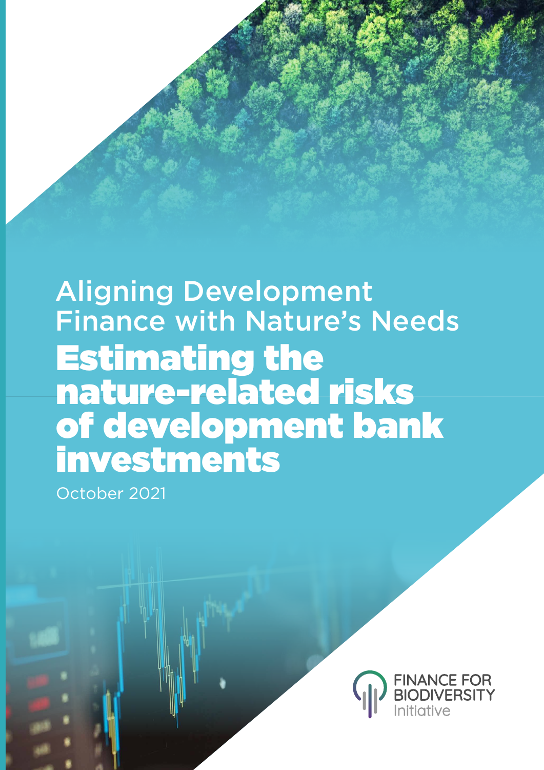Aligning Development Finance with Nature's Needs

# Estimating the nature-related risks of development bank investments

October 2021

FINANCE FOR BIODIVERSITY Initiative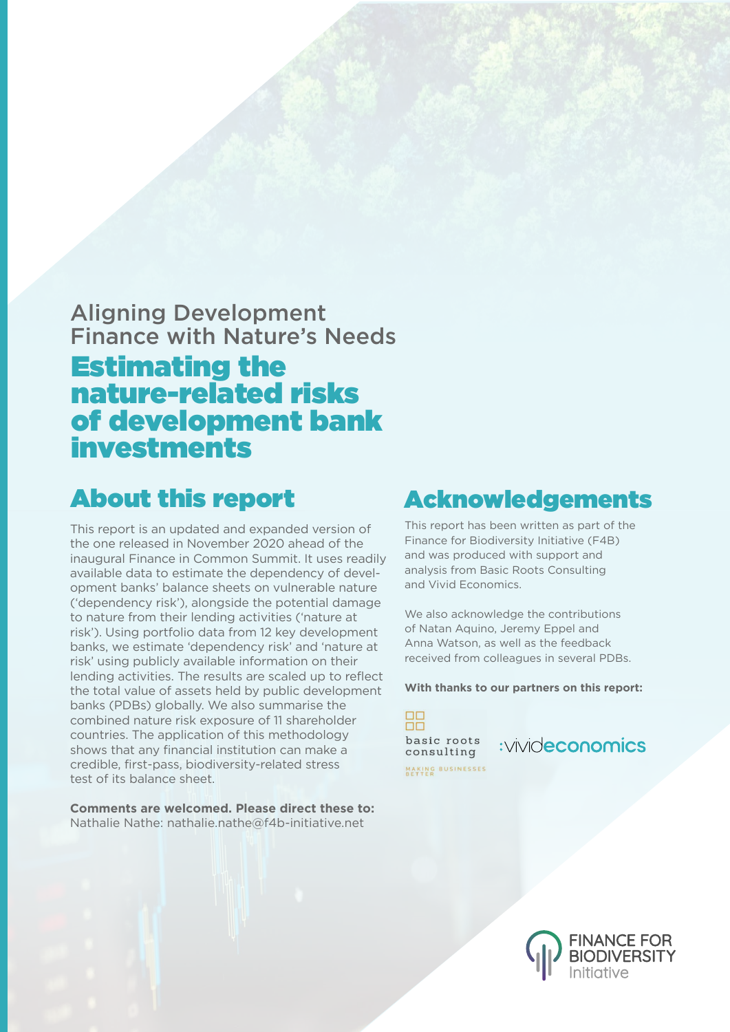Aligning Development Finance with Nature's Needs

# Estimating the nature-related risks of development bank investments

## About this report

This report is an updated and expanded version of the one released in November 2020 ahead of the inaugural Finance in Common Summit. It uses readily available data to estimate the dependency of development banks' balance sheets on vulnerable nature ('dependency risk'), alongside the potential damage to nature from their lending activities ('nature at risk'). Using portfolio data from 12 key development banks, we estimate 'dependency risk' and 'nature at risk' using publicly available information on their lending activities. The results are scaled up to reflect the total value of assets held by public development banks (PDBs) globally. We also summarise the combined nature risk exposure of 11 shareholder countries. The application of this methodology shows that any financial institution can make a credible, first-pass, biodiversity-related stress test of its balance sheet.

**Comments are welcomed. Please direct these to:**
Nathalie Nathe: nathalie.nathe@f4b-initiative.net

## Acknowledgements

This report has been written as part of the Finance for Biodiversity Initiative (F4B) and was produced with support and analysis from Basic Roots Consulting and Vivid Economics.

We also acknowledge the contributions of Natan Aquino, Jeremy Eppel and Anna Watson, as well as the feedback received from colleagues in several PDBs.

**With thanks to our partners on this report:**

basic roots consulting — MAKING BUSINESSES BETTER

:vivideconomics

FINANCE FOR BIODIVERSITY Initiative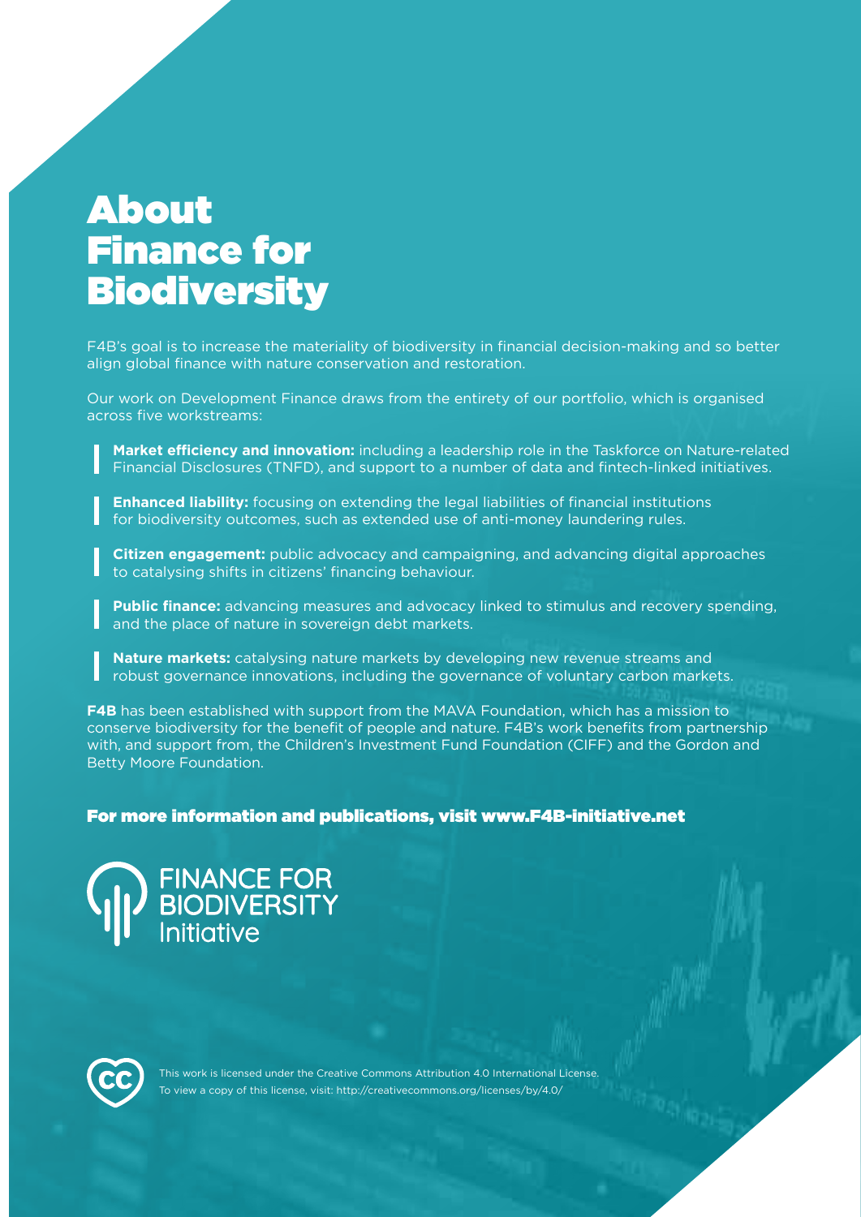# About Finance for Biodiversity

F4B's goal is to increase the materiality of biodiversity in financial decision-making and so better align global finance with nature conservation and restoration.

Our work on Development Finance draws from the entirety of our portfolio, which is organised across five workstreams:

- **Market efficiency and innovation:** including a leadership role in the Taskforce on Nature-related Financial Disclosures (TNFD), and support to a number of data and fintech-linked initiatives.
- **Enhanced liability:** focusing on extending the legal liabilities of financial institutions for biodiversity outcomes, such as extended use of anti-money laundering rules.
- **Citizen engagement:** public advocacy and campaigning, and advancing digital approaches to catalysing shifts in citizens' financing behaviour.
- **Public finance:** advancing measures and advocacy linked to stimulus and recovery spending, and the place of nature in sovereign debt markets.
- **Nature markets:** catalysing nature markets by developing new revenue streams and robust governance innovations, including the governance of voluntary carbon markets.

**F4B** has been established with support from the MAVA Foundation, which has a mission to conserve biodiversity for the benefit of people and nature. F4B's work benefits from partnership with, and support from, the Children's Investment Fund Foundation (CIFF) and the Gordon and Betty Moore Foundation.

**For more information and publications, visit www.F4B-initiative.net**

FINANCE FOR BIODIVERSITY Initiative

This work is licensed under the Creative Commons Attribution 4.0 International License. To view a copy of this license, visit: http://creativecommons.org/licenses/by/4.0/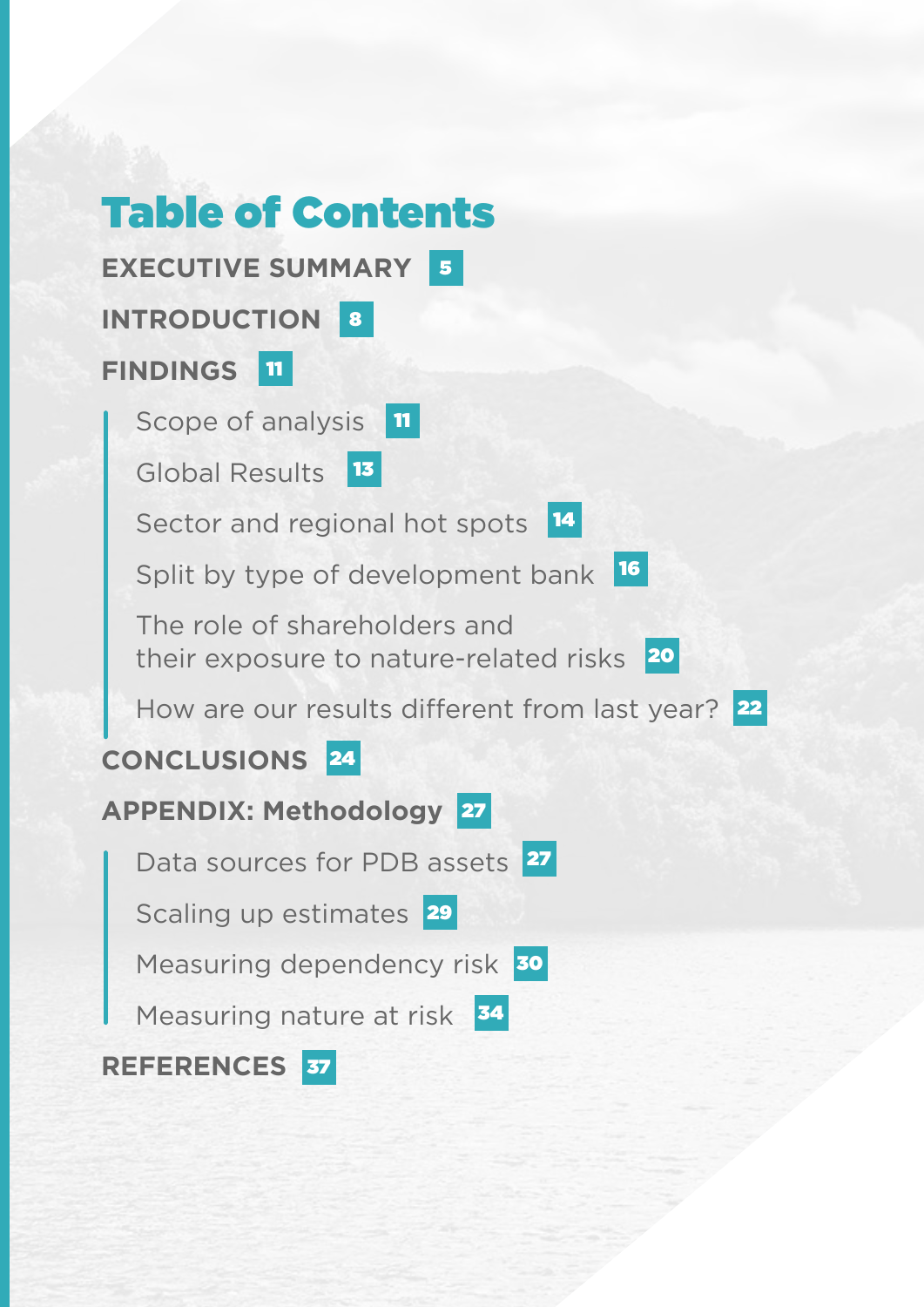# Table of Contents

**EXECUTIVE SUMMARY** 5

**INTRODUCTION** 8

**FINDINGS** 11

- Scope of analysis 11
- Global Results 13
- Sector and regional hot spots 14
- Split by type of development bank 16
- The role of shareholders and their exposure to nature-related risks 20
- How are our results different from last year? 22

**CONCLUSIONS** 24

**APPENDIX: Methodology** 27

- Data sources for PDB assets 27
- Scaling up estimates 29
- Measuring dependency risk 30
- Measuring nature at risk 34

**REFERENCES** 37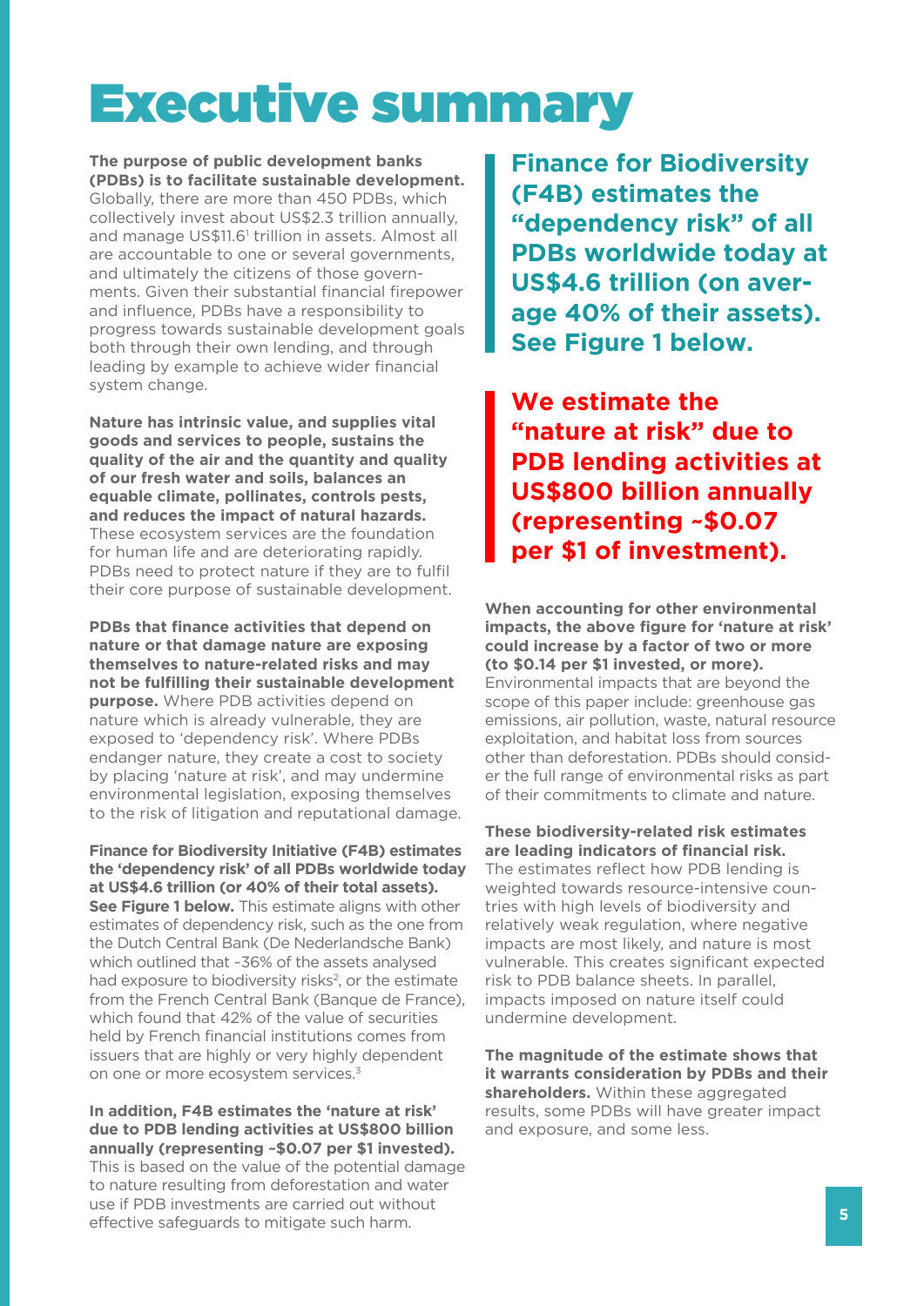# Executive summary

**The purpose of public development banks (PDBs) is to facilitate sustainable development.** Globally, there are more than 450 PDBs, which collectively invest about US$2.3 trillion annually, and manage US$11.6[1] trillion in assets. Almost all are accountable to one or several governments, and ultimately the citizens of those governments. Given their substantial financial firepower and influence, PDBs have a responsibility to progress towards sustainable development goals both through their own lending, and through leading by example to achieve wider financial system change.

**Nature has intrinsic value, and supplies vital goods and services to people, sustains the quality of the air and the quantity and quality of our fresh water and soils, balances an equable climate, pollinates, controls pests, and reduces the impact of natural hazards.** These ecosystem services are the foundation for human life and are deteriorating rapidly. PDBs need to protect nature if they are to fulfil their core purpose of sustainable development.

**PDBs that finance activities that depend on nature or that damage nature are exposing themselves to nature-related risks and may not be fulfilling their sustainable development purpose.** Where PDB activities depend on nature which is already vulnerable, they are exposed to 'dependency risk'. Where PDBs endanger nature, they create a cost to society by placing 'nature at risk', and may undermine environmental legislation, exposing themselves to the risk of litigation and reputational damage.

**Finance for Biodiversity Initiative (F4B) estimates the 'dependency risk' of all PDBs worldwide today at US$4.6 trillion (or 40% of their total assets). See Figure 1 below.** This estimate aligns with other estimates of dependency risk, such as the one from the Dutch Central Bank (De Nederlandsche Bank) which outlined that ~36% of the assets analysed had exposure to biodiversity risks[2], or the estimate from the French Central Bank (Banque de France), which found that 42% of the value of securities held by French financial institutions comes from issuers that are highly or very highly dependent on one or more ecosystem services.[3]

**In addition, F4B estimates the 'nature at risk' due to PDB lending activities at US$800 billion annually (representing ~$0.07 per $1 invested).** This is based on the value of the potential damage to nature resulting from deforestation and water use if PDB investments are carried out without effective safeguards to mitigate such harm.

> **Finance for Biodiversity (F4B) estimates the "dependency risk" of all PDBs worldwide today at US$4.6 trillion (on average 40% of their assets). See Figure 1 below.**

> **We estimate the "nature at risk" due to PDB lending activities at US$800 billion annually (representing ~$0.07 per $1 of investment).**

**When accounting for other environmental impacts, the above figure for 'nature at risk' could increase by a factor of two or more (to $0.14 per $1 invested, or more).** Environmental impacts that are beyond the scope of this paper include: greenhouse gas emissions, air pollution, waste, natural resource exploitation, and habitat loss from sources other than deforestation. PDBs should consider the full range of environmental risks as part of their commitments to climate and nature.

**These biodiversity-related risk estimates are leading indicators of financial risk.** The estimates reflect how PDB lending is weighted towards resource-intensive countries with high levels of biodiversity and relatively weak regulation, where negative impacts are most likely, and nature is most vulnerable. This creates significant expected risk to PDB balance sheets. In parallel, impacts imposed on nature itself could undermine development.

**The magnitude of the estimate shows that it warrants consideration by PDBs and their shareholders.** Within these aggregated results, some PDBs will have greater impact and exposure, and some less.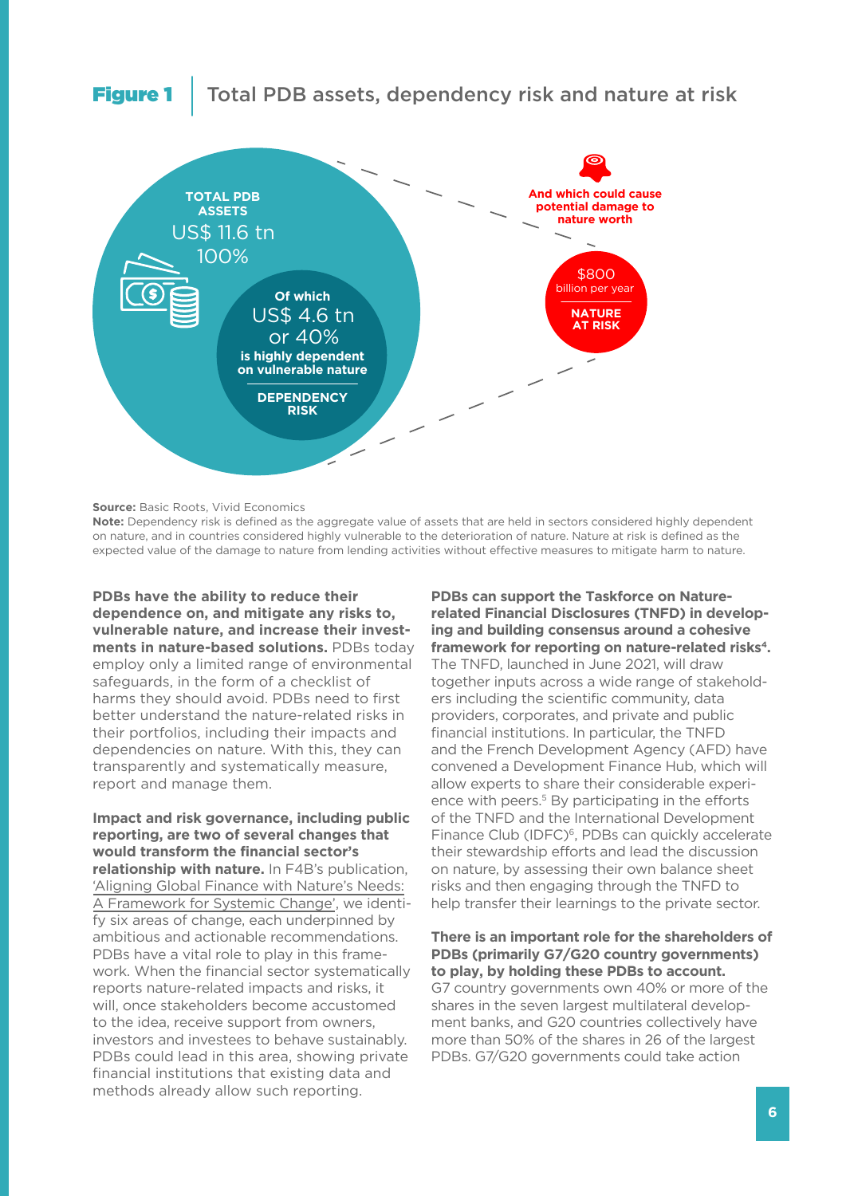**Figure 1** Total PDB assets, dependency risk and nature at risk

TOTAL PDB ASSETS
US$ 11.6 tn
100%

Of which
US$ 4.6 tn
or 40%
is highly dependent on vulnerable nature

DEPENDENCY RISK

And which could cause potential damage to nature worth

$800
billion per year

NATURE AT RISK

**Source:** Basic Roots, Vivid Economics
**Note:** Dependency risk is defined as the aggregate value of assets that are held in sectors considered highly dependent on nature, and in countries considered highly vulnerable to the deterioration of nature. Nature at risk is defined as the expected value of the damage to nature from lending activities without effective measures to mitigate harm to nature.

**PDBs have the ability to reduce their dependence on, and mitigate any risks to, vulnerable nature, and increase their investments in nature-based solutions.** PDBs today employ only a limited range of environmental safeguards, in the form of a checklist of harms they should avoid. PDBs need to first better understand the nature-related risks in their portfolios, including their impacts and dependencies on nature. With this, they can transparently and systematically measure, report and manage them.

**Impact and risk governance, including public reporting, are two of several changes that would transform the financial sector's relationship with nature.** In F4B's publication, 'Aligning Global Finance with Nature's Needs: A Framework for Systemic Change', we identify six areas of change, each underpinned by ambitious and actionable recommendations. PDBs have a vital role to play in this framework. When the financial sector systematically reports nature-related impacts and risks, it will, once stakeholders become accustomed to the idea, receive support from owners, investors and investees to behave sustainably. PDBs could lead in this area, showing private financial institutions that existing data and methods already allow such reporting.

**PDBs can support the Taskforce on Nature-related Financial Disclosures (TNFD) in developing and building consensus around a cohesive framework for reporting on nature-related risks[4].** The TNFD, launched in June 2021, will draw together inputs across a wide range of stakeholders including the scientific community, data providers, corporates, and private and public financial institutions. In particular, the TNFD and the French Development Agency (AFD) have convened a Development Finance Hub, which will allow experts to share their considerable experience with peers.[5] By participating in the efforts of the TNFD and the International Development Finance Club (IDFC)[6], PDBs can quickly accelerate their stewardship efforts and lead the discussion on nature, by assessing their own balance sheet risks and then engaging through the TNFD to help transfer their learnings to the private sector.

**There is an important role for the shareholders of PDBs (primarily G7/G20 country governments) to play, by holding these PDBs to account.** G7 country governments own 40% or more of the shares in the seven largest multilateral development banks, and G20 countries collectively have more than 50% of the shares in 26 of the largest PDBs. G7/G20 governments could take action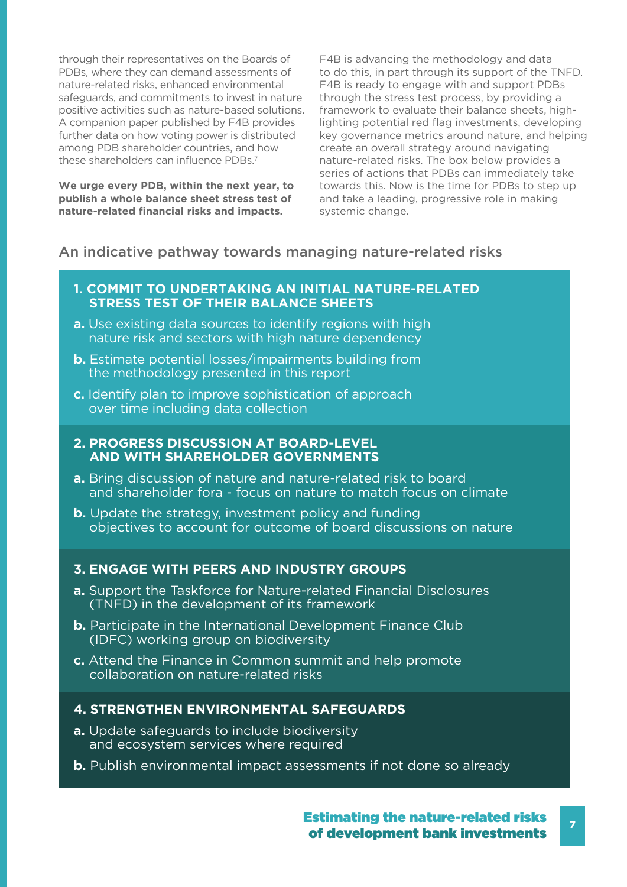through their representatives on the Boards of PDBs, where they can demand assessments of nature-related risks, enhanced environmental safeguards, and commitments to invest in nature positive activities such as nature-based solutions. A companion paper published by F4B provides further data on how voting power is distributed among PDB shareholder countries, and how these shareholders can influence PDBs.[7]

**We urge every PDB, within the next year, to publish a whole balance sheet stress test of nature-related financial risks and impacts.**

F4B is advancing the methodology and data to do this, in part through its support of the TNFD. F4B is ready to engage with and support PDBs through the stress test process, by providing a framework to evaluate their balance sheets, highlighting potential red flag investments, developing key governance metrics around nature, and helping create an overall strategy around navigating nature-related risks. The box below provides a series of actions that PDBs can immediately take towards this. Now is the time for PDBs to step up and take a leading, progressive role in making systemic change.

## An indicative pathway towards managing nature-related risks

### 1. COMMIT TO UNDERTAKING AN INITIAL NATURE-RELATED STRESS TEST OF THEIR BALANCE SHEETS

**a.** Use existing data sources to identify regions with high nature risk and sectors with high nature dependency

**b.** Estimate potential losses/impairments building from the methodology presented in this report

**c.** Identify plan to improve sophistication of approach over time including data collection

### 2. PROGRESS DISCUSSION AT BOARD-LEVEL AND WITH SHAREHOLDER GOVERNMENTS

**a.** Bring discussion of nature and nature-related risk to board and shareholder fora - focus on nature to match focus on climate

**b.** Update the strategy, investment policy and funding objectives to account for outcome of board discussions on nature

### 3. ENGAGE WITH PEERS AND INDUSTRY GROUPS

**a.** Support the Taskforce for Nature-related Financial Disclosures (TNFD) in the development of its framework

**b.** Participate in the International Development Finance Club (IDFC) working group on biodiversity

**c.** Attend the Finance in Common summit and help promote collaboration on nature-related risks

### 4. STRENGTHEN ENVIRONMENTAL SAFEGUARDS

**a.** Update safeguards to include biodiversity and ecosystem services where required

**b.** Publish environmental impact assessments if not done so already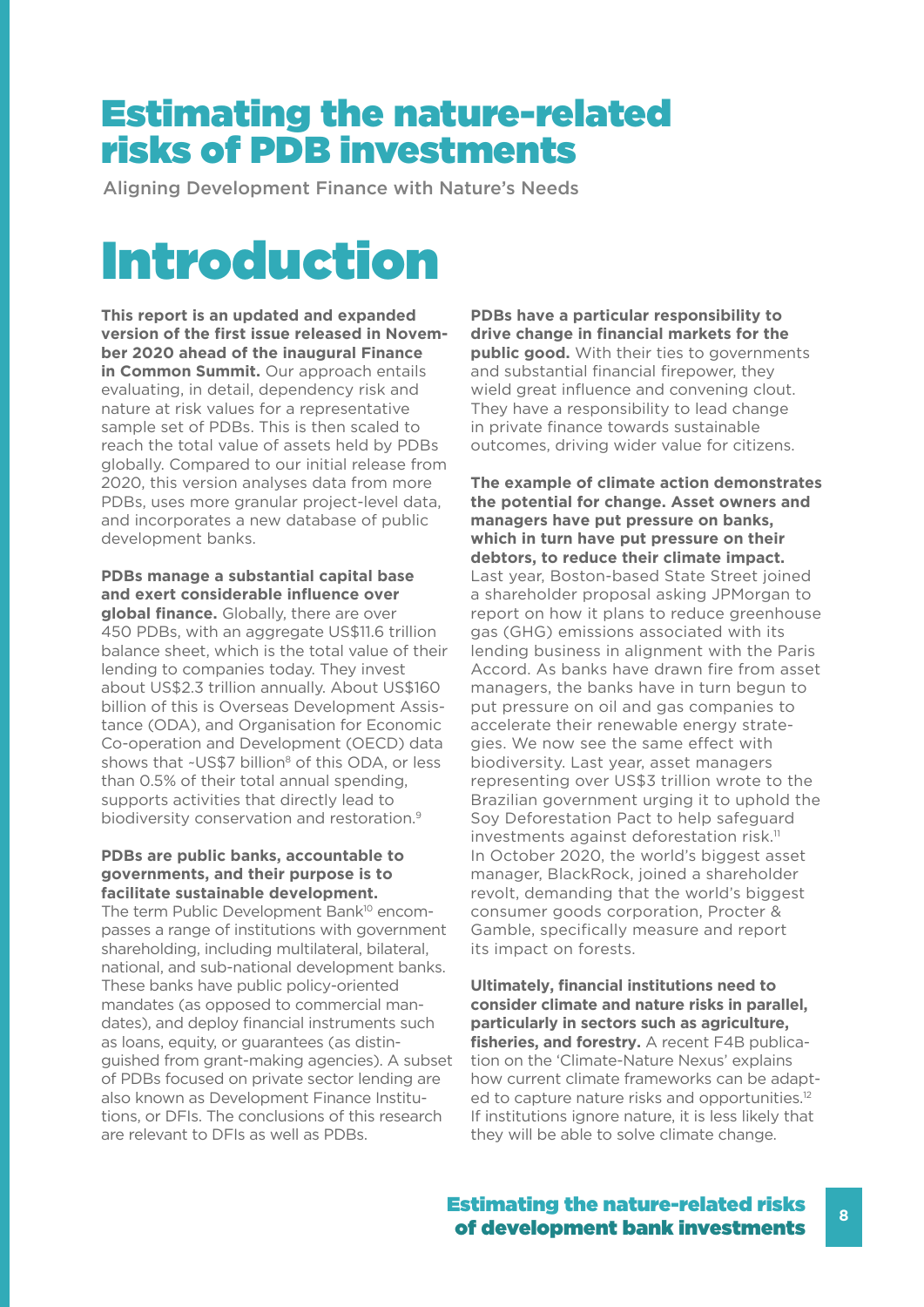# Estimating the nature-related risks of PDB investments

Aligning Development Finance with Nature's Needs

# Introduction

**This report is an updated and expanded version of the first issue released in November 2020 ahead of the inaugural Finance in Common Summit.** Our approach entails evaluating, in detail, dependency risk and nature at risk values for a representative sample set of PDBs. This is then scaled to reach the total value of assets held by PDBs globally. Compared to our initial release from 2020, this version analyses data from more PDBs, uses more granular project-level data, and incorporates a new database of public development banks.

**PDBs manage a substantial capital base and exert considerable influence over global finance.** Globally, there are over 450 PDBs, with an aggregate US$11.6 trillion balance sheet, which is the total value of their lending to companies today. They invest about US$2.3 trillion annually. About US$160 billion of this is Overseas Development Assistance (ODA), and Organisation for Economic Co-operation and Development (OECD) data shows that ~US$7 billion[8] of this ODA, or less than 0.5% of their total annual spending, supports activities that directly lead to biodiversity conservation and restoration.[9]

**PDBs are public banks, accountable to governments, and their purpose is to facilitate sustainable development.** The term Public Development Bank[10] encompasses a range of institutions with government shareholding, including multilateral, bilateral, national, and sub-national development banks. These banks have public policy-oriented mandates (as opposed to commercial mandates), and deploy financial instruments such as loans, equity, or guarantees (as distinguished from grant-making agencies). A subset of PDBs focused on private sector lending are also known as Development Finance Institutions, or DFIs. The conclusions of this research are relevant to DFIs as well as PDBs.

**PDBs have a particular responsibility to drive change in financial markets for the public good.** With their ties to governments and substantial financial firepower, they wield great influence and convening clout. They have a responsibility to lead change in private finance towards sustainable outcomes, driving wider value for citizens.

**The example of climate action demonstrates the potential for change. Asset owners and managers have put pressure on banks, which in turn have put pressure on their debtors, to reduce their climate impact.** Last year, Boston-based State Street joined a shareholder proposal asking JPMorgan to report on how it plans to reduce greenhouse gas (GHG) emissions associated with its lending business in alignment with the Paris Accord. As banks have drawn fire from asset managers, the banks have in turn begun to put pressure on oil and gas companies to accelerate their renewable energy strategies. We now see the same effect with biodiversity. Last year, asset managers representing over US$3 trillion wrote to the Brazilian government urging it to uphold the Soy Deforestation Pact to help safeguard investments against deforestation risk.[11] In October 2020, the world's biggest asset manager, BlackRock, joined a shareholder revolt, demanding that the world's biggest consumer goods corporation, Procter & Gamble, specifically measure and report its impact on forests.

**Ultimately, financial institutions need to consider climate and nature risks in parallel, particularly in sectors such as agriculture, fisheries, and forestry.** A recent F4B publication on the 'Climate-Nature Nexus' explains how current climate frameworks can be adapted to capture nature risks and opportunities.[12] If institutions ignore nature, it is less likely that they will be able to solve climate change.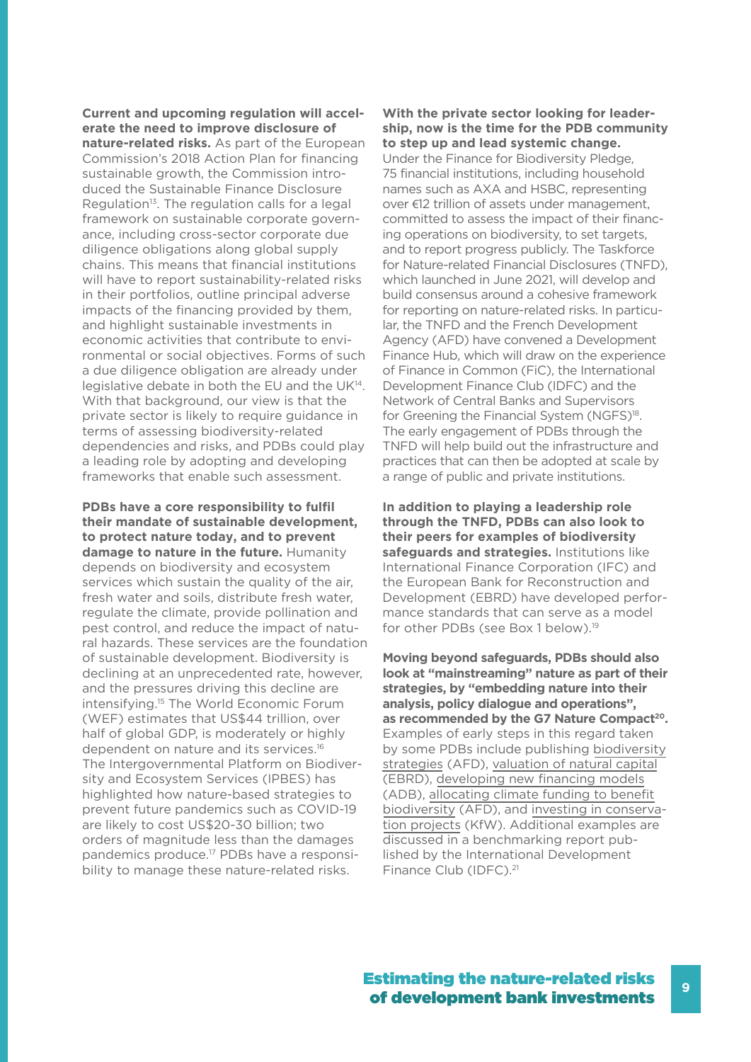**Current and upcoming regulation will accelerate the need to improve disclosure of nature-related risks.** As part of the European Commission's 2018 Action Plan for financing sustainable growth, the Commission introduced the Sustainable Finance Disclosure Regulation[13]. The regulation calls for a legal framework on sustainable corporate governance, including cross-sector corporate due diligence obligations along global supply chains. This means that financial institutions will have to report sustainability-related risks in their portfolios, outline principal adverse impacts of the financing provided by them, and highlight sustainable investments in economic activities that contribute to environmental or social objectives. Forms of such a due diligence obligation are already under legislative debate in both the EU and the UK[14]. With that background, our view is that the private sector is likely to require guidance in terms of assessing biodiversity-related dependencies and risks, and PDBs could play a leading role by adopting and developing frameworks that enable such assessment.

**PDBs have a core responsibility to fulfil their mandate of sustainable development, to protect nature today, and to prevent damage to nature in the future.** Humanity depends on biodiversity and ecosystem services which sustain the quality of the air, fresh water and soils, distribute fresh water, regulate the climate, provide pollination and pest control, and reduce the impact of natural hazards. These services are the foundation of sustainable development. Biodiversity is declining at an unprecedented rate, however, and the pressures driving this decline are intensifying.[15] The World Economic Forum (WEF) estimates that US$44 trillion, over half of global GDP, is moderately or highly dependent on nature and its services.[16] The Intergovernmental Platform on Biodiversity and Ecosystem Services (IPBES) has highlighted how nature-based strategies to prevent future pandemics such as COVID-19 are likely to cost US$20-30 billion; two orders of magnitude less than the damages pandemics produce.[17] PDBs have a responsibility to manage these nature-related risks.

**With the private sector looking for leadership, now is the time for the PDB community to step up and lead systemic change.** Under the Finance for Biodiversity Pledge, 75 financial institutions, including household names such as AXA and HSBC, representing over €12 trillion of assets under management, committed to assess the impact of their financing operations on biodiversity, to set targets, and to report progress publicly. The Taskforce for Nature-related Financial Disclosures (TNFD), which launched in June 2021, will develop and build consensus around a cohesive framework for reporting on nature-related risks. In particular, the TNFD and the French Development Agency (AFD) have convened a Development Finance Hub, which will draw on the experience of Finance in Common (FiC), the International Development Finance Club (IDFC) and the Network of Central Banks and Supervisors for Greening the Financial System (NGFS)[18]. The early engagement of PDBs through the TNFD will help build out the infrastructure and practices that can then be adopted at scale by a range of public and private institutions.

**In addition to playing a leadership role through the TNFD, PDBs can also look to their peers for examples of biodiversity safeguards and strategies.** Institutions like International Finance Corporation (IFC) and the European Bank for Reconstruction and Development (EBRD) have developed performance standards that can serve as a model for other PDBs (see Box 1 below).[19]

**Moving beyond safeguards, PDBs should also look at "mainstreaming" nature as part of their strategies, by "embedding nature into their analysis, policy dialogue and operations", as recommended by the G7 Nature Compact[20].** Examples of early steps in this regard taken by some PDBs include publishing biodiversity strategies (AFD), valuation of natural capital (EBRD), developing new financing models (ADB), allocating climate funding to benefit biodiversity (AFD), and investing in conservation projects (KfW). Additional examples are discussed in a benchmarking report published by the International Development Finance Club (IDFC).[21]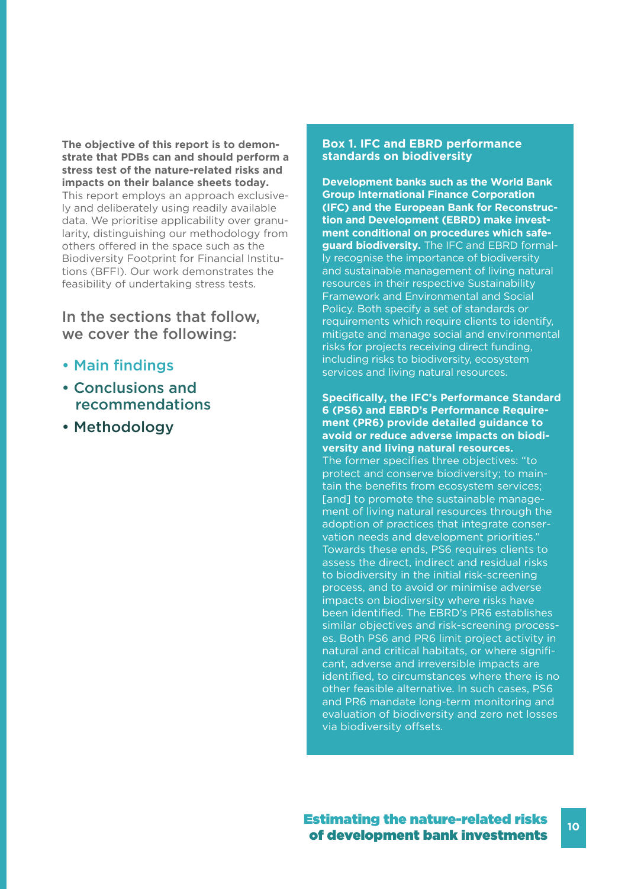**The objective of this report is to demonstrate that PDBs can and should perform a stress test of the nature-related risks and impacts on their balance sheets today.** This report employs an approach exclusively and deliberately using readily available data. We prioritise applicability over granularity, distinguishing our methodology from others offered in the space such as the Biodiversity Footprint for Financial Institutions (BFFI). Our work demonstrates the feasibility of undertaking stress tests.

## In the sections that follow, we cover the following:

- Main findings
- Conclusions and recommendations
- Methodology

### Box 1. IFC and EBRD performance standards on biodiversity

**Development banks such as the World Bank Group International Finance Corporation (IFC) and the European Bank for Reconstruction and Development (EBRD) make investment conditional on procedures which safeguard biodiversity.** The IFC and EBRD formally recognise the importance of biodiversity and sustainable management of living natural resources in their respective Sustainability Framework and Environmental and Social Policy. Both specify a set of standards or requirements which require clients to identify, mitigate and manage social and environmental risks for projects receiving direct funding, including risks to biodiversity, ecosystem services and living natural resources.

**Specifically, the IFC's Performance Standard 6 (PS6) and EBRD's Performance Requirement (PR6) provide detailed guidance to avoid or reduce adverse impacts on biodiversity and living natural resources.** The former specifies three objectives: "to protect and conserve biodiversity; to maintain the benefits from ecosystem services; [and] to promote the sustainable management of living natural resources through the adoption of practices that integrate conservation needs and development priorities." Towards these ends, PS6 requires clients to assess the direct, indirect and residual risks to biodiversity in the initial risk-screening process, and to avoid or minimise adverse impacts on biodiversity where risks have been identified. The EBRD's PR6 establishes similar objectives and risk-screening processes. Both PS6 and PR6 limit project activity in natural and critical habitats, or where significant, adverse and irreversible impacts are identified, to circumstances where there is no other feasible alternative. In such cases, PS6 and PR6 mandate long-term monitoring and evaluation of biodiversity and zero net losses via biodiversity offsets.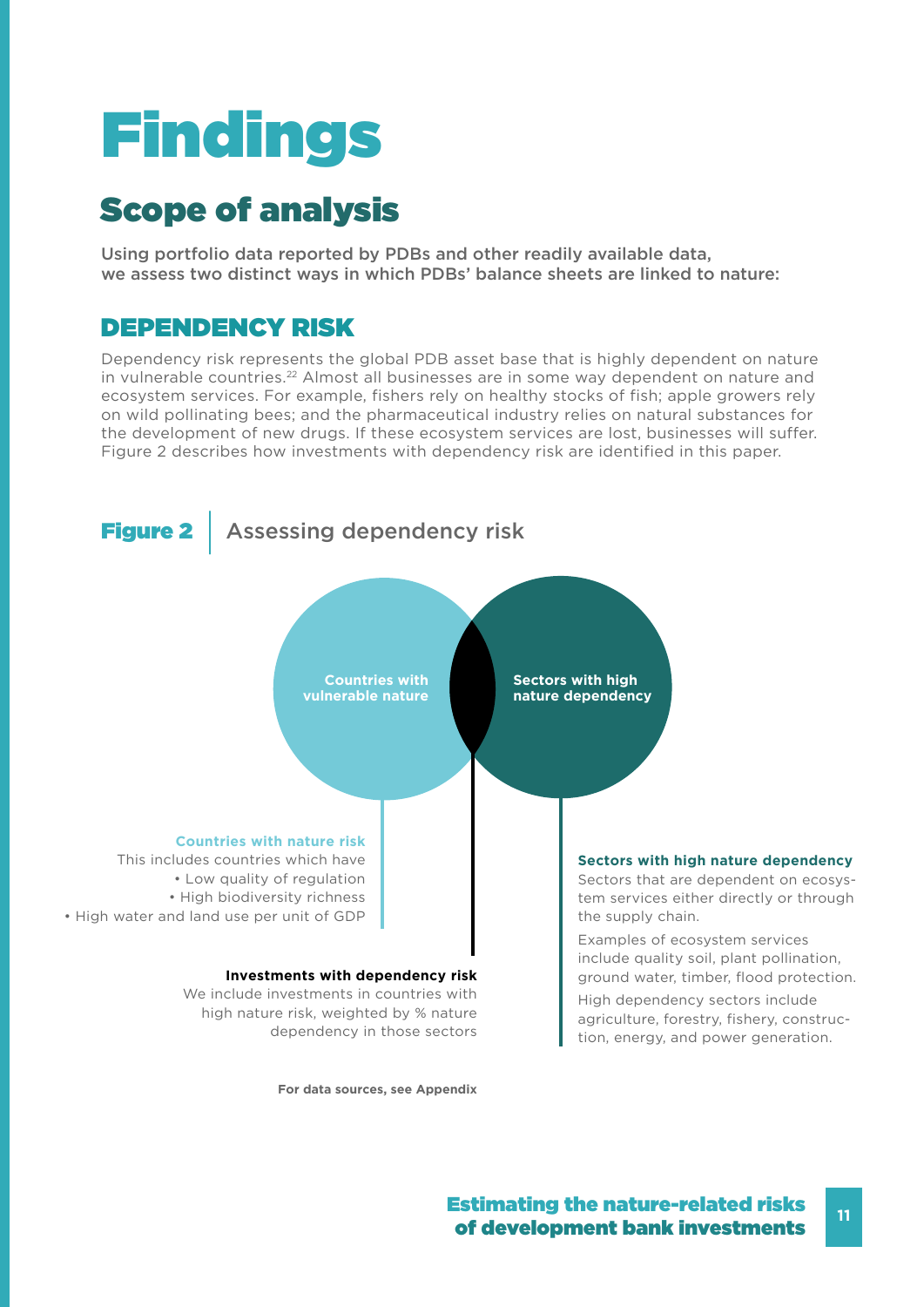# Findings

## Scope of analysis

Using portfolio data reported by PDBs and other readily available data, we assess two distinct ways in which PDBs' balance sheets are linked to nature:

### DEPENDENCY RISK

Dependency risk represents the global PDB asset base that is highly dependent on nature in vulnerable countries.[22] Almost all businesses are in some way dependent on nature and ecosystem services. For example, fishers rely on healthy stocks of fish; apple growers rely on wild pollinating bees; and the pharmaceutical industry relies on natural substances for the development of new drugs. If these ecosystem services are lost, businesses will suffer. Figure 2 describes how investments with dependency risk are identified in this paper.

**Figure 2** | Assessing dependency risk

Countries with vulnerable nature

Sectors with high nature dependency

**Countries with nature risk**
This includes countries which have
- Low quality of regulation
- High biodiversity richness
- High water and land use per unit of GDP

**Investments with dependency risk**
We include investments in countries with high nature risk, weighted by % nature dependency in those sectors

**Sectors with high nature dependency**
Sectors that are dependent on ecosystem services either directly or through the supply chain.

Examples of ecosystem services include quality soil, plant pollination, ground water, timber, flood protection.

High dependency sectors include agriculture, forestry, fishery, construction, energy, and power generation.

**For data sources, see Appendix**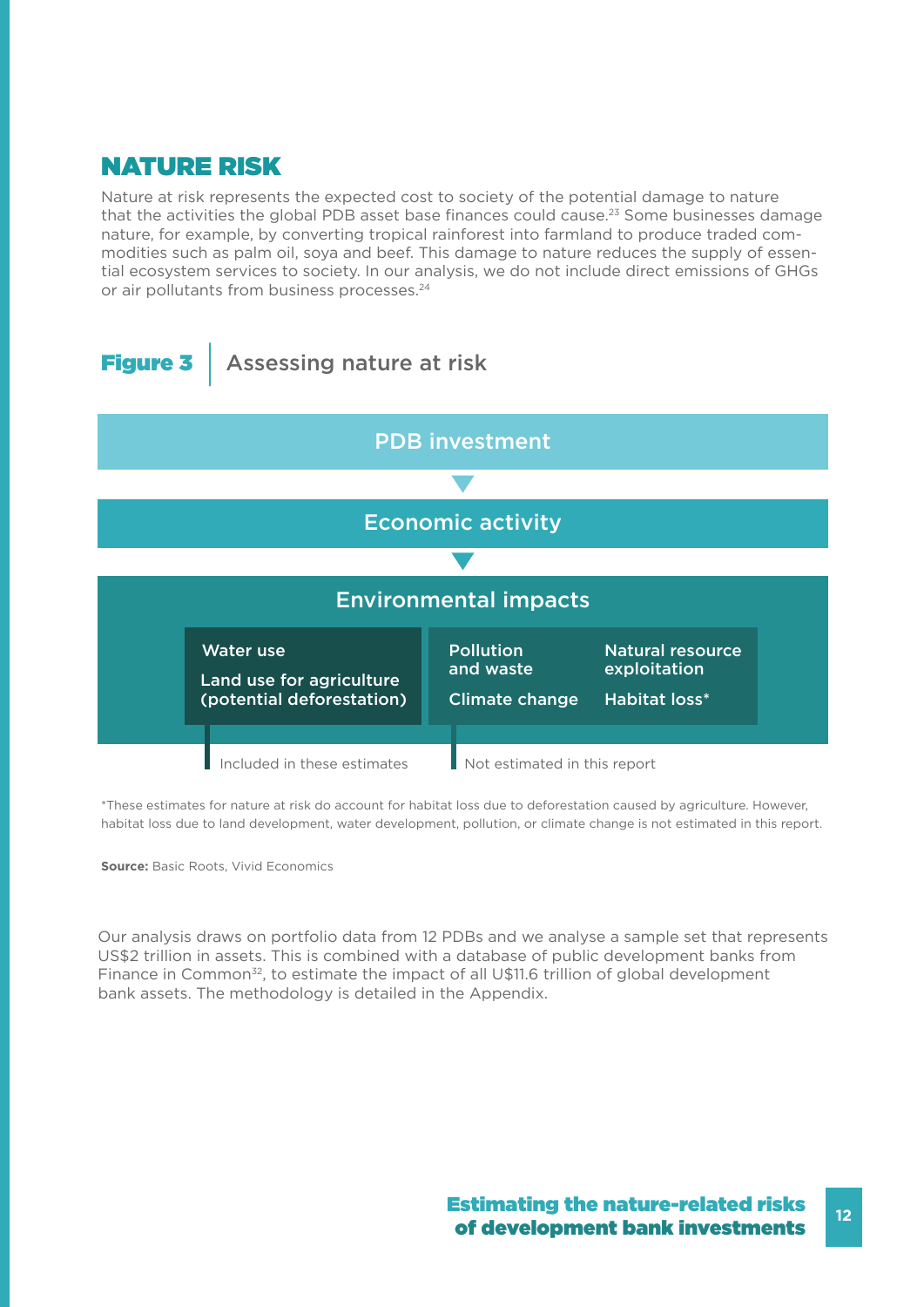## NATURE RISK

Nature at risk represents the expected cost to society of the potential damage to nature that the activities the global PDB asset base finances could cause.[23] Some businesses damage nature, for example, by converting tropical rainforest into farmland to produce traded commodities such as palm oil, soya and beef. This damage to nature reduces the supply of essential ecosystem services to society. In our analysis, we do not include direct emissions of GHGs or air pollutants from business processes.[24]

**Figure 3** | Assessing nature at risk

PDB investment

▼

Economic activity

▼

Environmental impacts

| Included in these estimates | Not estimated in this report | |
|---|---|---|
| Water use | Pollution and waste | Natural resource exploitation |
| Land use for agriculture (potential deforestation) | Climate change | Habitat loss* |

*These estimates for nature at risk do account for habitat loss due to deforestation caused by agriculture. However, habitat loss due to land development, water development, pollution, or climate change is not estimated in this report.

**Source:** Basic Roots, Vivid Economics

Our analysis draws on portfolio data from 12 PDBs and we analyse a sample set that represents US$2 trillion in assets. This is combined with a database of public development banks from Finance in Common[32], to estimate the impact of all U$11.6 trillion of global development bank assets. The methodology is detailed in the Appendix.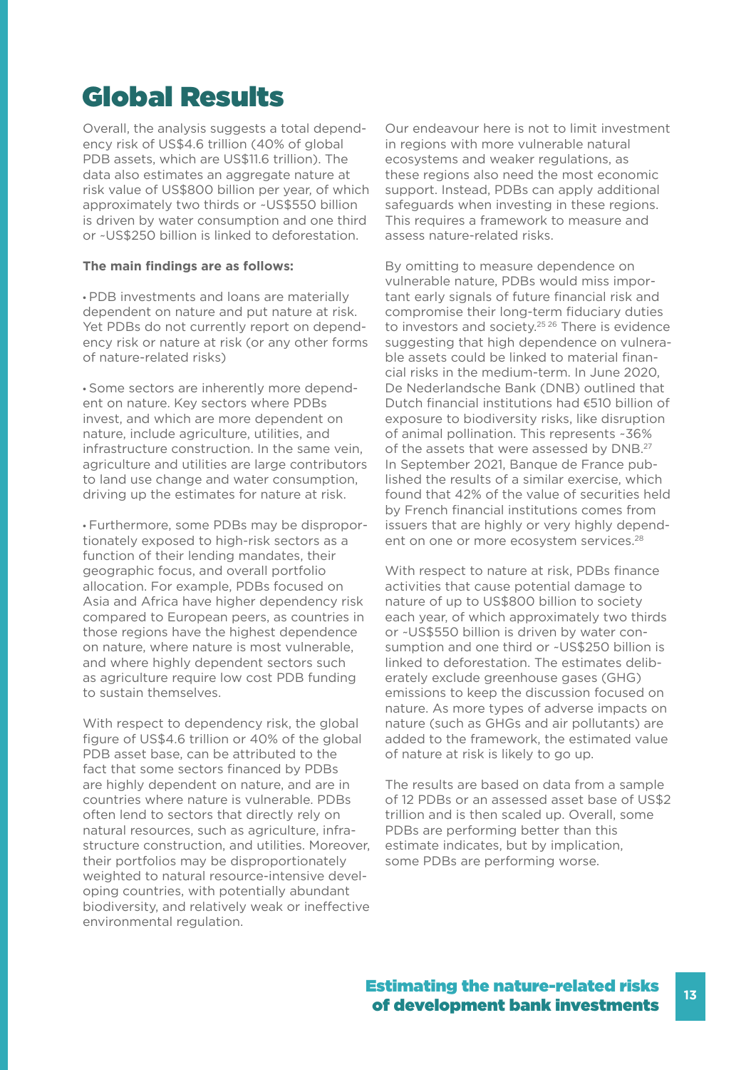# Global Results

Overall, the analysis suggests a total dependency risk of US$4.6 trillion (40% of global PDB assets, which are US$11.6 trillion). The data also estimates an aggregate nature at risk value of US$800 billion per year, of which approximately two thirds or ~US$550 billion is driven by water consumption and one third or ~US$250 billion is linked to deforestation.

**The main findings are as follows:**

- PDB investments and loans are materially dependent on nature and put nature at risk. Yet PDBs do not currently report on dependency risk or nature at risk (or any other forms of nature-related risks)

- Some sectors are inherently more dependent on nature. Key sectors where PDBs invest, and which are more dependent on nature, include agriculture, utilities, and infrastructure construction. In the same vein, agriculture and utilities are large contributors to land use change and water consumption, driving up the estimates for nature at risk.

- Furthermore, some PDBs may be disproportionately exposed to high-risk sectors as a function of their lending mandates, their geographic focus, and overall portfolio allocation. For example, PDBs focused on Asia and Africa have higher dependency risk compared to European peers, as countries in those regions have the highest dependence on nature, where nature is most vulnerable, and where highly dependent sectors such as agriculture require low cost PDB funding to sustain themselves.

With respect to dependency risk, the global figure of US$4.6 trillion or 40% of the global PDB asset base, can be attributed to the fact that some sectors financed by PDBs are highly dependent on nature, and are in countries where nature is vulnerable. PDBs often lend to sectors that directly rely on natural resources, such as agriculture, infrastructure construction, and utilities. Moreover, their portfolios may be disproportionately weighted to natural resource-intensive developing countries, with potentially abundant biodiversity, and relatively weak or ineffective environmental regulation.

Our endeavour here is not to limit investment in regions with more vulnerable natural ecosystems and weaker regulations, as these regions also need the most economic support. Instead, PDBs can apply additional safeguards when investing in these regions. This requires a framework to measure and assess nature-related risks.

By omitting to measure dependence on vulnerable nature, PDBs would miss important early signals of future financial risk and compromise their long-term fiduciary duties to investors and society.[25 26] There is evidence suggesting that high dependence on vulnerable assets could be linked to material financial risks in the medium-term. In June 2020, De Nederlandsche Bank (DNB) outlined that Dutch financial institutions had €510 billion of exposure to biodiversity risks, like disruption of animal pollination. This represents ~36% of the assets that were assessed by DNB.[27] In September 2021, Banque de France published the results of a similar exercise, which found that 42% of the value of securities held by French financial institutions comes from issuers that are highly or very highly dependent on one or more ecosystem services.[28]

With respect to nature at risk, PDBs finance activities that cause potential damage to nature of up to US$800 billion to society each year, of which approximately two thirds or ~US$550 billion is driven by water consumption and one third or ~US$250 billion is linked to deforestation. The estimates deliberately exclude greenhouse gases (GHG) emissions to keep the discussion focused on nature. As more types of adverse impacts on nature (such as GHGs and air pollutants) are added to the framework, the estimated value of nature at risk is likely to go up.

The results are based on data from a sample of 12 PDBs or an assessed asset base of US$2 trillion and is then scaled up. Overall, some PDBs are performing better than this estimate indicates, but by implication, some PDBs are performing worse.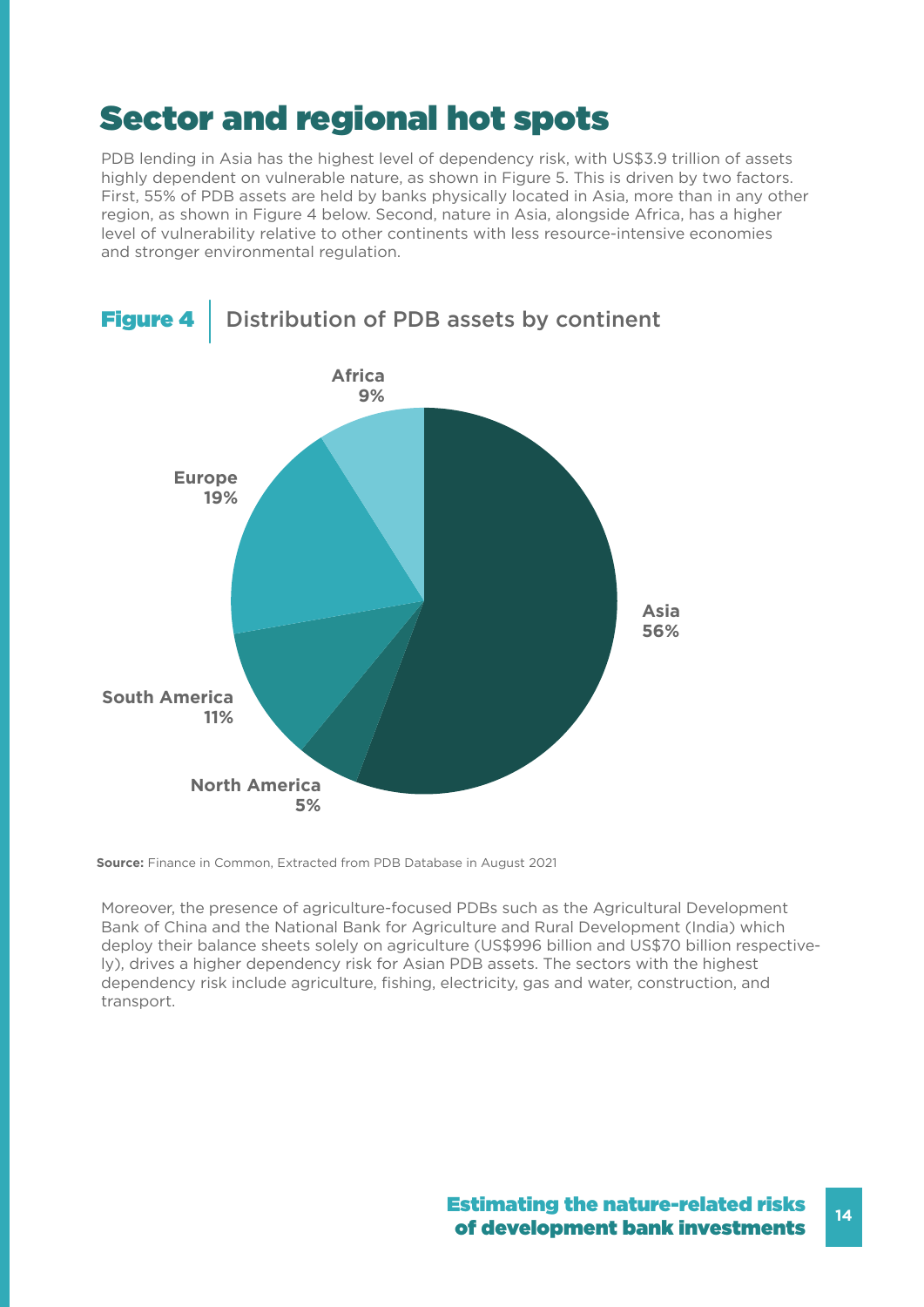# Sector and regional hot spots

PDB lending in Asia has the highest level of dependency risk, with US$3.9 trillion of assets highly dependent on vulnerable nature, as shown in Figure 5. This is driven by two factors. First, 55% of PDB assets are held by banks physically located in Asia, more than in any other region, as shown in Figure 4 below. Second, nature in Asia, alongside Africa, has a higher level of vulnerability relative to other continents with less resource-intensive economies and stronger environmental regulation.

**Figure 4** | Distribution of PDB assets by continent

| Continent | Share |
|---|---|
| Asia | 56% |
| Europe | 19% |
| South America | 11% |
| Africa | 9% |
| North America | 5% |

**Source:** Finance in Common, Extracted from PDB Database in August 2021

Moreover, the presence of agriculture-focused PDBs such as the Agricultural Development Bank of China and the National Bank for Agriculture and Rural Development (India) which deploy their balance sheets solely on agriculture (US$996 billion and US$70 billion respectively), drives a higher dependency risk for Asian PDB assets. The sectors with the highest dependency risk include agriculture, fishing, electricity, gas and water, construction, and transport.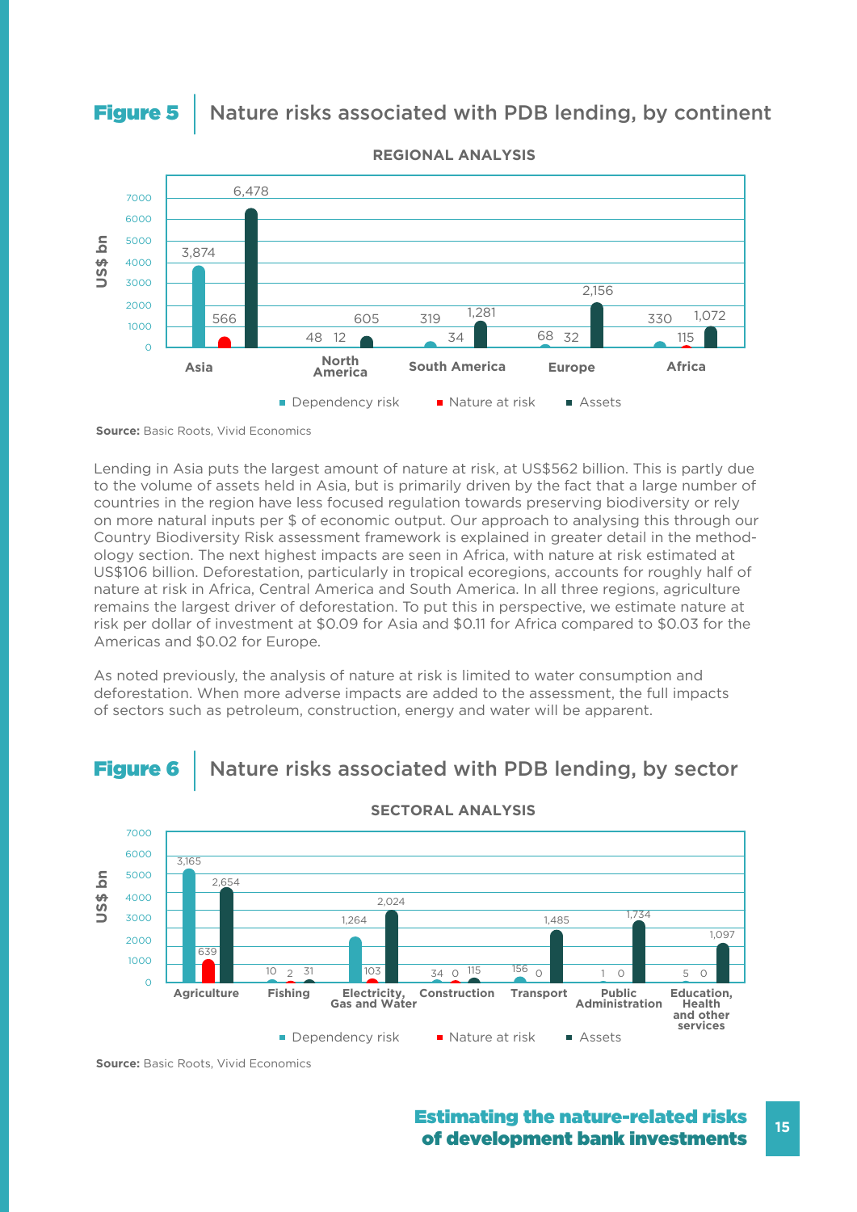**Figure 5** Nature risks associated with PDB lending, by continent

REGIONAL ANALYSIS

| Region | Dependency risk | Nature at risk | Assets |
|---|---|---|---|
| Asia | 3,874 | 566 | 6,478 |
| North America | 48 | 12 | 605 |
| South America | 319 | 34 | 1,281 |
| Europe | 68 | 32 | 2,156 |
| Africa | 330 | 115 | 1,072 |

US$ bn

**Source:** Basic Roots, Vivid Economics

Lending in Asia puts the largest amount of nature at risk, at US$562 billion. This is partly due to the volume of assets held in Asia, but is primarily driven by the fact that a large number of countries in the region have less focused regulation towards preserving biodiversity or rely on more natural inputs per $ of economic output. Our approach to analysing this through our Country Biodiversity Risk assessment framework is explained in greater detail in the methodology section. The next highest impacts are seen in Africa, with nature at risk estimated at US$106 billion. Deforestation, particularly in tropical ecoregions, accounts for roughly half of nature at risk in Africa, Central America and South America. In all three regions, agriculture remains the largest driver of deforestation. To put this in perspective, we estimate nature at risk per dollar of investment at $0.09 for Asia and $0.11 for Africa compared to $0.03 for the Americas and $0.02 for Europe.

As noted previously, the analysis of nature at risk is limited to water consumption and deforestation. When more adverse impacts are added to the assessment, the full impacts of sectors such as petroleum, construction, energy and water will be apparent.

**Figure 6** Nature risks associated with PDB lending, by sector

SECTORAL ANALYSIS

| Sector | Dependency risk | Nature at risk | Assets |
|---|---|---|---|
| Agriculture | 3,165 | 639 | 2,654 |
| Fishing | 10 | 2 | 31 |
| Electricity, Gas and Water | 1,264 | 103 | 2,024 |
| Construction | 34 | 0 | 115 |
| Transport | 156 | 0 | 1,485 |
| Public Administration | 1 | 0 | 1,734 |
| Education, Health and other services | 5 | 0 | 1,097 |

US$ bn

**Source:** Basic Roots, Vivid Economics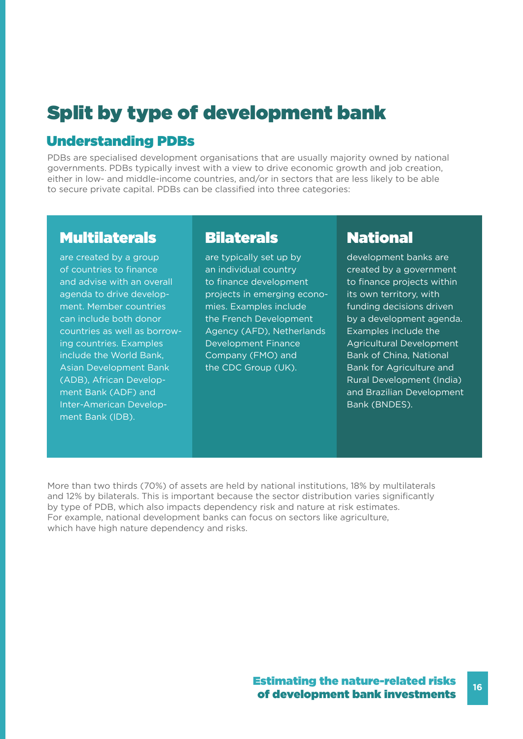# Split by type of development bank

## Understanding PDBs

PDBs are specialised development organisations that are usually majority owned by national governments. PDBs typically invest with a view to drive economic growth and job creation, either in low- and middle-income countries, and/or in sectors that are less likely to be able to secure private capital. PDBs can be classified into three categories:

### Multilaterals

are created by a group of countries to finance and advise with an overall agenda to drive development. Member countries can include both donor countries as well as borrowing countries. Examples include the World Bank, Asian Development Bank (ADB), African Development Bank (ADF) and Inter-American Development Bank (IDB).

### Bilaterals

are typically set up by an individual country to finance development projects in emerging economies. Examples include the French Development Agency (AFD), Netherlands Development Finance Company (FMO) and the CDC Group (UK).

### National

development banks are created by a government to finance projects within its own territory, with funding decisions driven by a development agenda. Examples include the Agricultural Development Bank of China, National Bank for Agriculture and Rural Development (India) and Brazilian Development Bank (BNDES).

More than two thirds (70%) of assets are held by national institutions, 18% by multilaterals and 12% by bilaterals. This is important because the sector distribution varies significantly by type of PDB, which also impacts dependency risk and nature at risk estimates. For example, national development banks can focus on sectors like agriculture, which have high nature dependency and risks.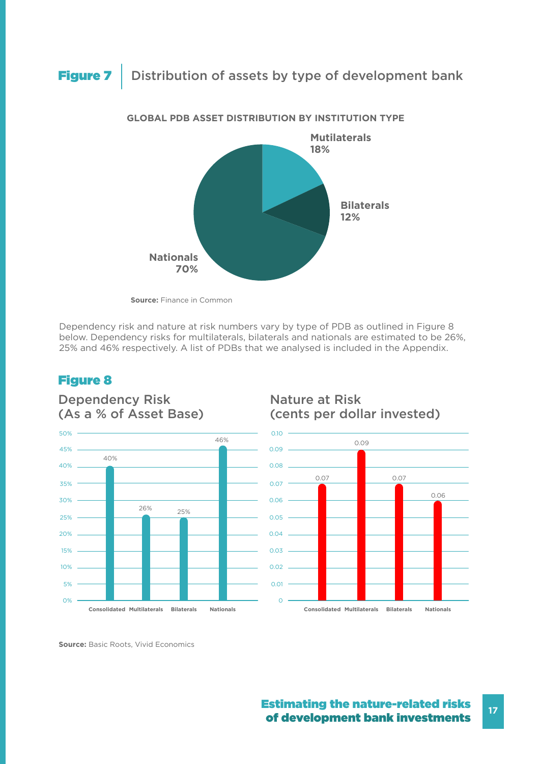**Figure 7** | Distribution of assets by type of development bank

**GLOBAL PDB ASSET DISTRIBUTION BY INSTITUTION TYPE**

| Institution type | Share |
|---|---|
| Mutilaterals | 18% |
| Bilaterals | 12% |
| Nationals | 70% |

**Source:** Finance in Common

Dependency risk and nature at risk numbers vary by type of PDB as outlined in Figure 8 below. Dependency risks for multilaterals, bilaterals and nationals are estimated to be 26%, 25% and 46% respectively. A list of PDBs that we analysed is included in the Appendix.

**Figure 8**

Dependency Risk (As a % of Asset Base)

| Consolidated | Multilaterals | Bilaterals | Nationals |
|---|---|---|---|
| 40% | 26% | 25% | 46% |

Nature at Risk (cents per dollar invested)

| Consolidated | Multilaterals | Bilaterals | Nationals |
|---|---|---|---|
| 0.07 | 0.09 | 0.07 | 0.06 |

**Source:** Basic Roots, Vivid Economics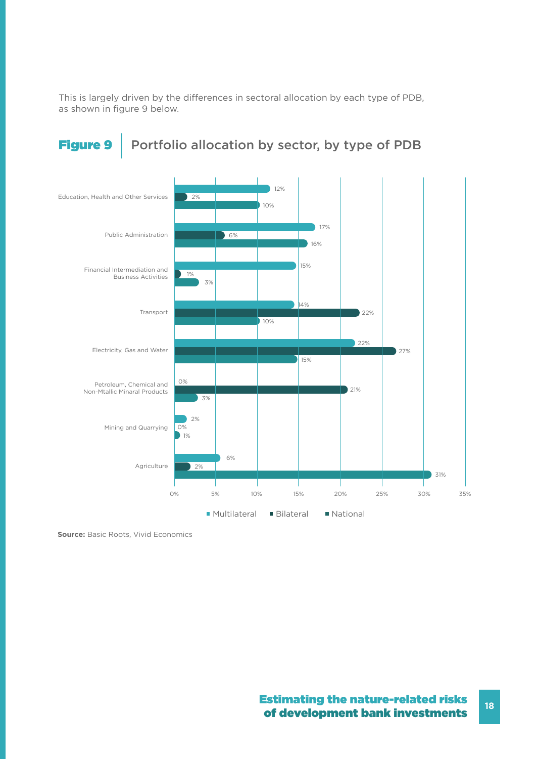This is largely driven by the differences in sectoral allocation by each type of PDB, as shown in figure 9 below.

**Figure 9** | Portfolio allocation by sector, by type of PDB

| Sector | Multilateral | Bilateral | National |
|---|---|---|---|
| Education, Health and Other Services | 12% | 2% | 10% |
| Public Administration | 17% | 6% | 16% |
| Financial Intermediation and Business Activities | 15% | 1% | 3% |
| Transport | 14% | 22% | 10% |
| Electricity, Gas and Water | 22% | 27% | 15% |
| Petroleum, Chemical and Non-Mtallic Minaral Products | 0% | 21% | 3% |
| Mining and Quarrying | 2% | 0% | 1% |
| Agriculture | 6% | 2% | 31% |

**Source:** Basic Roots, Vivid Economics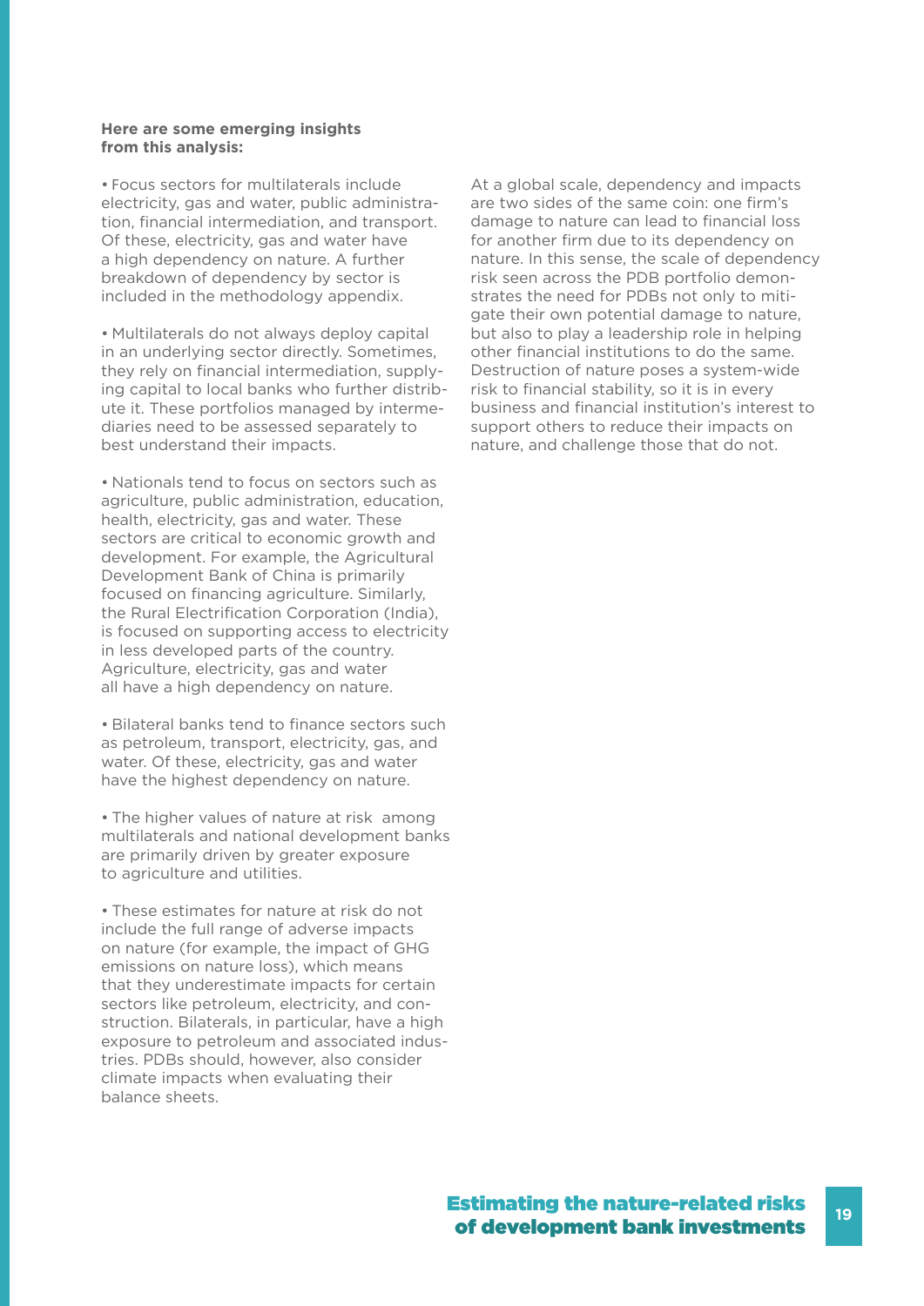**Here are some emerging insights from this analysis:**

- Focus sectors for multilaterals include electricity, gas and water, public administration, financial intermediation, and transport. Of these, electricity, gas and water have a high dependency on nature. A further breakdown of dependency by sector is included in the methodology appendix.

- Multilaterals do not always deploy capital in an underlying sector directly. Sometimes, they rely on financial intermediation, supplying capital to local banks who further distribute it. These portfolios managed by intermediaries need to be assessed separately to best understand their impacts.

- Nationals tend to focus on sectors such as agriculture, public administration, education, health, electricity, gas and water. These sectors are critical to economic growth and development. For example, the Agricultural Development Bank of China is primarily focused on financing agriculture. Similarly, the Rural Electrification Corporation (India), is focused on supporting access to electricity in less developed parts of the country. Agriculture, electricity, gas and water all have a high dependency on nature.

- Bilateral banks tend to finance sectors such as petroleum, transport, electricity, gas, and water. Of these, electricity, gas and water have the highest dependency on nature.

- The higher values of nature at risk among multilaterals and national development banks are primarily driven by greater exposure to agriculture and utilities.

- These estimates for nature at risk do not include the full range of adverse impacts on nature (for example, the impact of GHG emissions on nature loss), which means that they underestimate impacts for certain sectors like petroleum, electricity, and construction. Bilaterals, in particular, have a high exposure to petroleum and associated industries. PDBs should, however, also consider climate impacts when evaluating their balance sheets.

At a global scale, dependency and impacts are two sides of the same coin: one firm's damage to nature can lead to financial loss for another firm due to its dependency on nature. In this sense, the scale of dependency risk seen across the PDB portfolio demonstrates the need for PDBs not only to mitigate their own potential damage to nature, but also to play a leadership role in helping other financial institutions to do the same. Destruction of nature poses a system-wide risk to financial stability, so it is in every business and financial institution's interest to support others to reduce their impacts on nature, and challenge those that do not.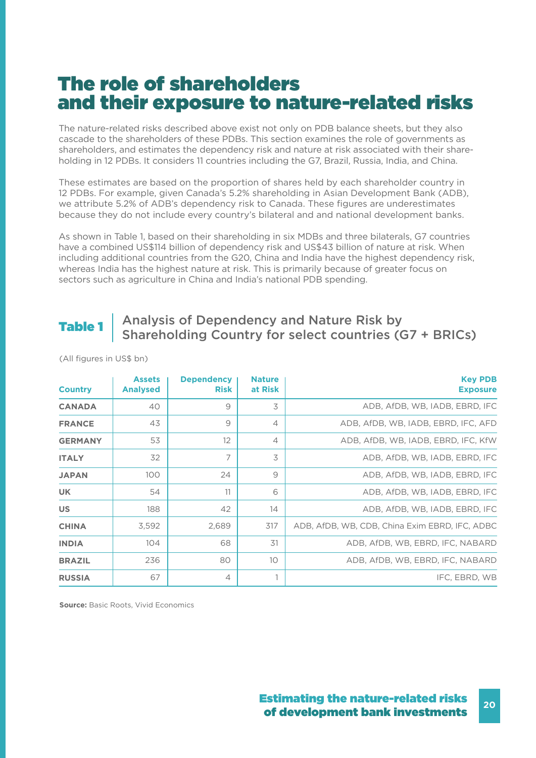# The role of shareholders and their exposure to nature-related risks

The nature-related risks described above exist not only on PDB balance sheets, but they also cascade to the shareholders of these PDBs. This section examines the role of governments as shareholders, and estimates the dependency risk and nature at risk associated with their shareholding in 12 PDBs. It considers 11 countries including the G7, Brazil, Russia, India, and China.

These estimates are based on the proportion of shares held by each shareholder country in 12 PDBs. For example, given Canada's 5.2% shareholding in Asian Development Bank (ADB), we attribute 5.2% of ADB's dependency risk to Canada. These figures are underestimates because they do not include every country's bilateral and and national development banks.

As shown in Table 1, based on their shareholding in six MDBs and three bilaterals, G7 countries have a combined US$114 billion of dependency risk and US$43 billion of nature at risk. When including additional countries from the G20, China and India have the highest dependency risk, whereas India has the highest nature at risk. This is primarily because of greater focus on sectors such as agriculture in China and India's national PDB spending.

## Table 1 | Analysis of Dependency and Nature Risk by Shareholding Country for select countries (G7 + BRICs)

(All figures in US$ bn)

| Country | Assets Analysed | Dependency Risk | Nature at Risk | Key PDB Exposure |
|---|---|---|---|---|
| **CANADA** | 40 | 9 | 3 | ADB, AfDB, WB, IADB, EBRD, IFC |
| **FRANCE** | 43 | 9 | 4 | ADB, AfDB, WB, IADB, EBRD, IFC, AFD |
| **GERMANY** | 53 | 12 | 4 | ADB, AfDB, WB, IADB, EBRD, IFC, KfW |
| **ITALY** | 32 | 7 | 3 | ADB, AfDB, WB, IADB, EBRD, IFC |
| **JAPAN** | 100 | 24 | 9 | ADB, AfDB, WB, IADB, EBRD, IFC |
| **UK** | 54 | 11 | 6 | ADB, AfDB, WB, IADB, EBRD, IFC |
| **US** | 188 | 42 | 14 | ADB, AfDB, WB, IADB, EBRD, IFC |
| **CHINA** | 3,592 | 2,689 | 317 | ADB, AfDB, WB, CDB, China Exim EBRD, IFC, ADBC |
| **INDIA** | 104 | 68 | 31 | ADB, AfDB, WB, EBRD, IFC, NABARD |
| **BRAZIL** | 236 | 80 | 10 | ADB, AfDB, WB, EBRD, IFC, NABARD |
| **RUSSIA** | 67 | 4 | 1 | IFC, EBRD, WB |

**Source:** Basic Roots, Vivid Economics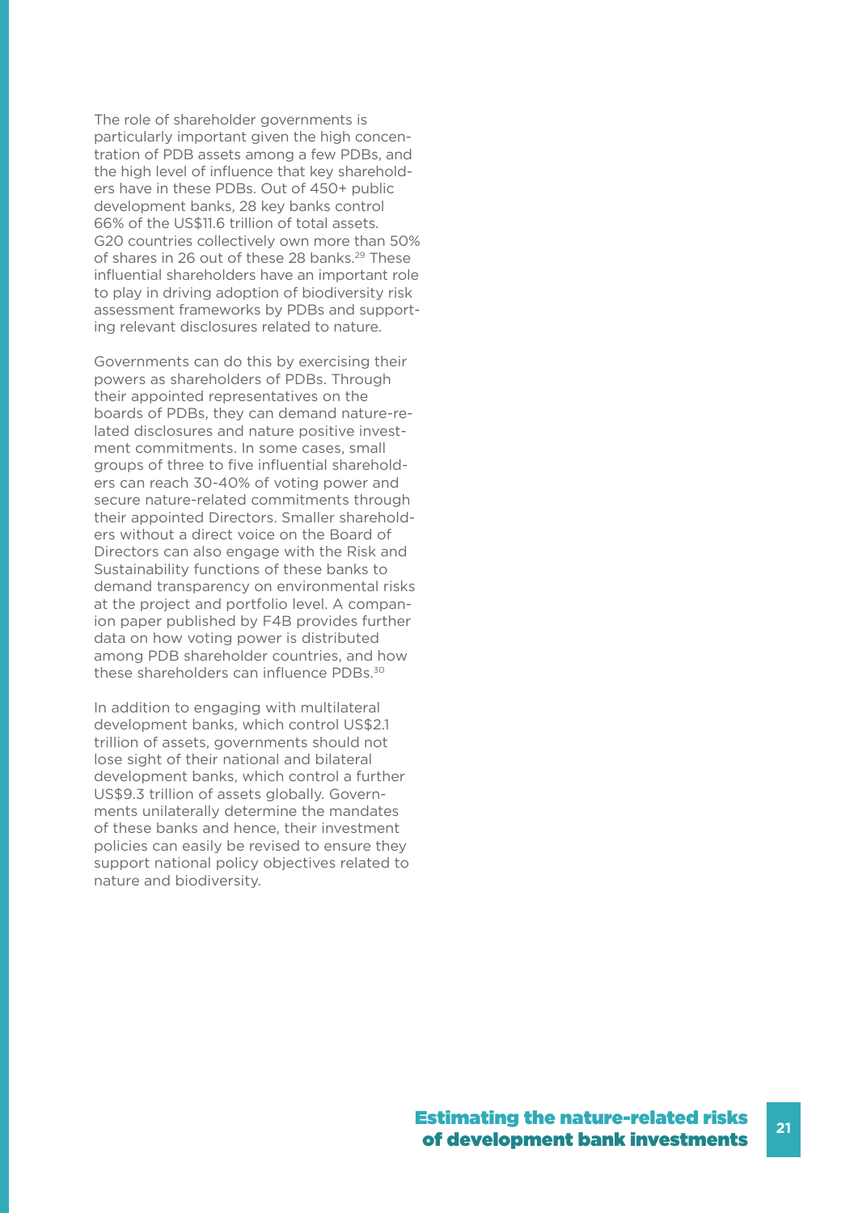The role of shareholder governments is particularly important given the high concentration of PDB assets among a few PDBs, and the high level of influence that key shareholders have in these PDBs. Out of 450+ public development banks, 28 key banks control 66% of the US$11.6 trillion of total assets. G20 countries collectively own more than 50% of shares in 26 out of these 28 banks.[29] These influential shareholders have an important role to play in driving adoption of biodiversity risk assessment frameworks by PDBs and supporting relevant disclosures related to nature.

Governments can do this by exercising their powers as shareholders of PDBs. Through their appointed representatives on the boards of PDBs, they can demand nature-related disclosures and nature positive investment commitments. In some cases, small groups of three to five influential shareholders can reach 30-40% of voting power and secure nature-related commitments through their appointed Directors. Smaller shareholders without a direct voice on the Board of Directors can also engage with the Risk and Sustainability functions of these banks to demand transparency on environmental risks at the project and portfolio level. A companion paper published by F4B provides further data on how voting power is distributed among PDB shareholder countries, and how these shareholders can influence PDBs.[30]

In addition to engaging with multilateral development banks, which control US$2.1 trillion of assets, governments should not lose sight of their national and bilateral development banks, which control a further US$9.3 trillion of assets globally. Governments unilaterally determine the mandates of these banks and hence, their investment policies can easily be revised to ensure they support national policy objectives related to nature and biodiversity.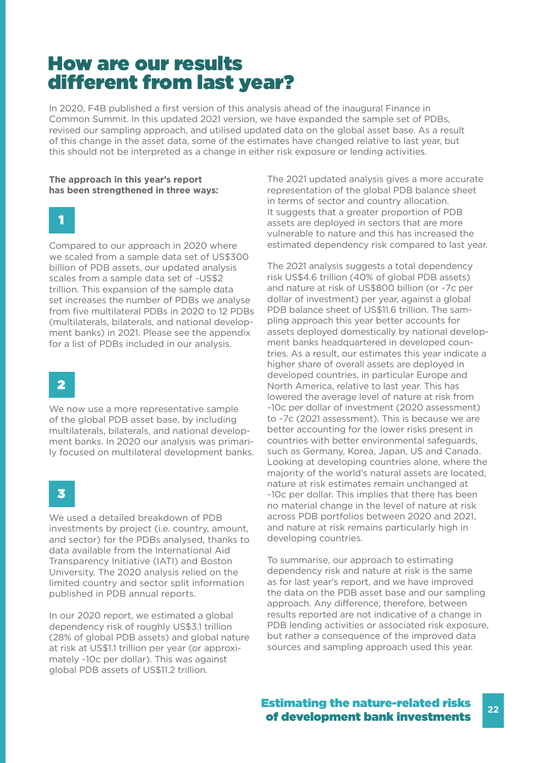# How are our results different from last year?

In 2020, F4B published a first version of this analysis ahead of the inaugural Finance in Common Summit. In this updated 2021 version, we have expanded the sample set of PDBs, revised our sampling approach, and utilised updated data on the global asset base. As a result of this change in the asset data, some of the estimates have changed relative to last year, but this should not be interpreted as a change in either risk exposure or lending activities.

**The approach in this year's report has been strengthened in three ways:**

**1**

Compared to our approach in 2020 where we scaled from a sample data set of US$300 billion of PDB assets, our updated analysis scales from a sample data set of ~US$2 trillion. This expansion of the sample data set increases the number of PDBs we analyse from five multilateral PDBs in 2020 to 12 PDBs (multilaterals, bilaterals, and national development banks) in 2021. Please see the appendix for a list of PDBs included in our analysis.

**2**

We now use a more representative sample of the global PDB asset base, by including multilaterals, bilaterals, and national development banks. In 2020 our analysis was primarily focused on multilateral development banks.

**3**

We used a detailed breakdown of PDB investments by project (i.e. country, amount, and sector) for the PDBs analysed, thanks to data available from the International Aid Transparency Initiative (IATI) and Boston University. The 2020 analysis relied on the limited country and sector split information published in PDB annual reports.

In our 2020 report, we estimated a global dependency risk of roughly US$3.1 trillion (28% of global PDB assets) and global nature at risk at US$1.1 trillion per year (or approximately ~10c per dollar). This was against global PDB assets of US$11.2 trillion.

The 2021 updated analysis gives a more accurate representation of the global PDB balance sheet in terms of sector and country allocation. It suggests that a greater proportion of PDB assets are deployed in sectors that are more vulnerable to nature and this has increased the estimated dependency risk compared to last year.

The 2021 analysis suggests a total dependency risk US$4.6 trillion (40% of global PDB assets) and nature at risk of US$800 billion (or ~7c per dollar of investment) per year, against a global PDB balance sheet of US$11.6 trillion. The sampling approach this year better accounts for assets deployed domestically by national development banks headquartered in developed countries. As a result, our estimates this year indicate a higher share of overall assets are deployed in developed countries, in particular Europe and North America, relative to last year. This has lowered the average level of nature at risk from ~10c per dollar of investment (2020 assessment) to ~7c (2021 assessment). This is because we are better accounting for the lower risks present in countries with better environmental safeguards, such as Germany, Korea, Japan, US and Canada. Looking at developing countries alone, where the majority of the world's natural assets are located, nature at risk estimates remain unchanged at ~10c per dollar. This implies that there has been no material change in the level of nature at risk across PDB portfolios between 2020 and 2021, and nature at risk remains particularly high in developing countries.

To summarise, our approach to estimating dependency risk and nature at risk is the same as for last year's report, and we have improved the data on the PDB asset base and our sampling approach. Any difference, therefore, between results reported are not indicative of a change in PDB lending activities or associated risk exposure, but rather a consequence of the improved data sources and sampling approach used this year.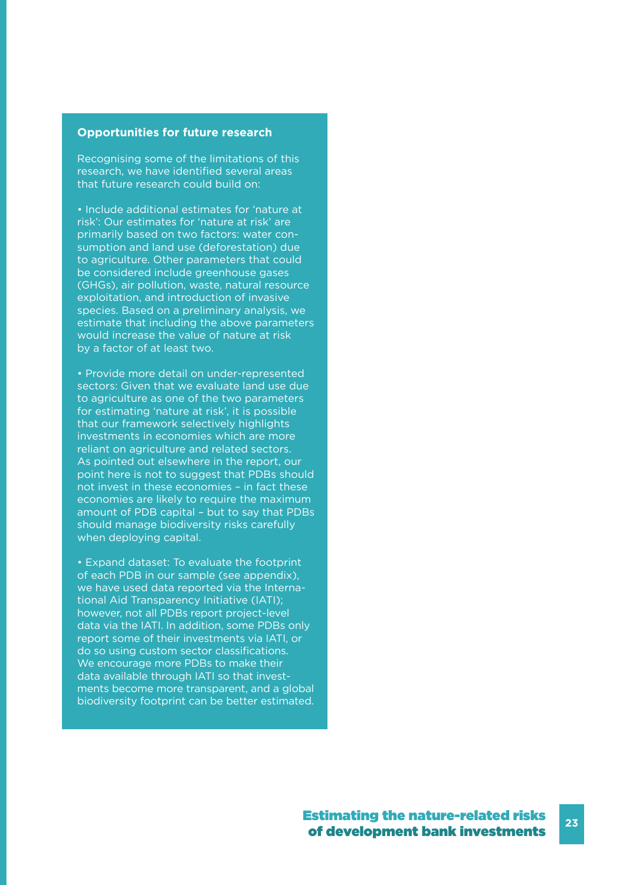### Opportunities for future research

Recognising some of the limitations of this research, we have identified several areas that future research could build on:

- Include additional estimates for 'nature at risk': Our estimates for 'nature at risk' are primarily based on two factors: water consumption and land use (deforestation) due to agriculture. Other parameters that could be considered include greenhouse gases (GHGs), air pollution, waste, natural resource exploitation, and introduction of invasive species. Based on a preliminary analysis, we estimate that including the above parameters would increase the value of nature at risk by a factor of at least two.

- Provide more detail on under-represented sectors: Given that we evaluate land use due to agriculture as one of the two parameters for estimating 'nature at risk', it is possible that our framework selectively highlights investments in economies which are more reliant on agriculture and related sectors. As pointed out elsewhere in the report, our point here is not to suggest that PDBs should not invest in these economies – in fact these economies are likely to require the maximum amount of PDB capital – but to say that PDBs should manage biodiversity risks carefully when deploying capital.

- Expand dataset: To evaluate the footprint of each PDB in our sample (see appendix), we have used data reported via the International Aid Transparency Initiative (IATI); however, not all PDBs report project-level data via the IATI. In addition, some PDBs only report some of their investments via IATI, or do so using custom sector classifications. We encourage more PDBs to make their data available through IATI so that investments become more transparent, and a global biodiversity footprint can be better estimated.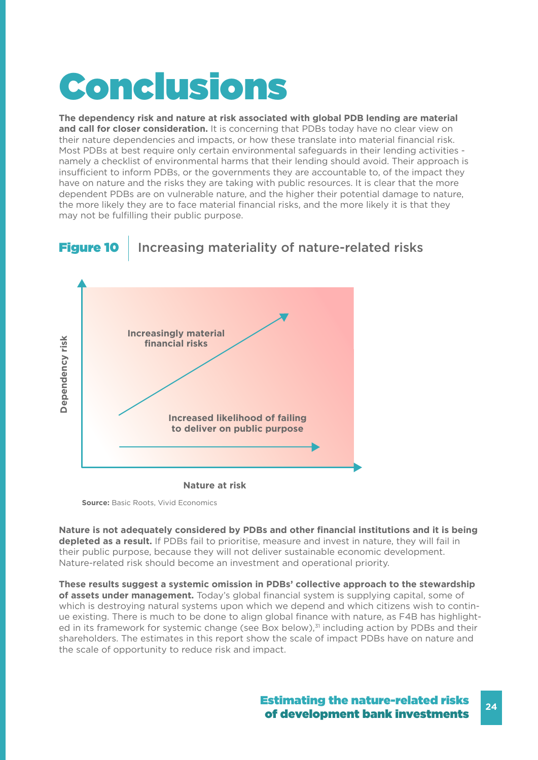# Conclusions

**The dependency risk and nature at risk associated with global PDB lending are material and call for closer consideration.** It is concerning that PDBs today have no clear view on their nature dependencies and impacts, or how these translate into material financial risk. Most PDBs at best require only certain environmental safeguards in their lending activities - namely a checklist of environmental harms that their lending should avoid. Their approach is insufficient to inform PDBs, or the governments they are accountable to, of the impact they have on nature and the risks they are taking with public resources. It is clear that the more dependent PDBs are on vulnerable nature, and the higher their potential damage to nature, the more likely they are to face material financial risks, and the more likely it is that they may not be fulfilling their public purpose.

**Figure 10** | Increasing materiality of nature-related risks

Dependency risk

Increasingly material financial risks

Increased likelihood of failing to deliver on public purpose

Nature at risk

**Source:** Basic Roots, Vivid Economics

**Nature is not adequately considered by PDBs and other financial institutions and it is being depleted as a result.** If PDBs fail to prioritise, measure and invest in nature, they will fail in their public purpose, because they will not deliver sustainable economic development. Nature-related risk should become an investment and operational priority.

**These results suggest a systemic omission in PDBs' collective approach to the stewardship of assets under management.** Today's global financial system is supplying capital, some of which is destroying natural systems upon which we depend and which citizens wish to continue existing. There is much to be done to align global finance with nature, as F4B has highlighted in its framework for systemic change (see Box below),[31] including action by PDBs and their shareholders. The estimates in this report show the scale of impact PDBs have on nature and the scale of opportunity to reduce risk and impact.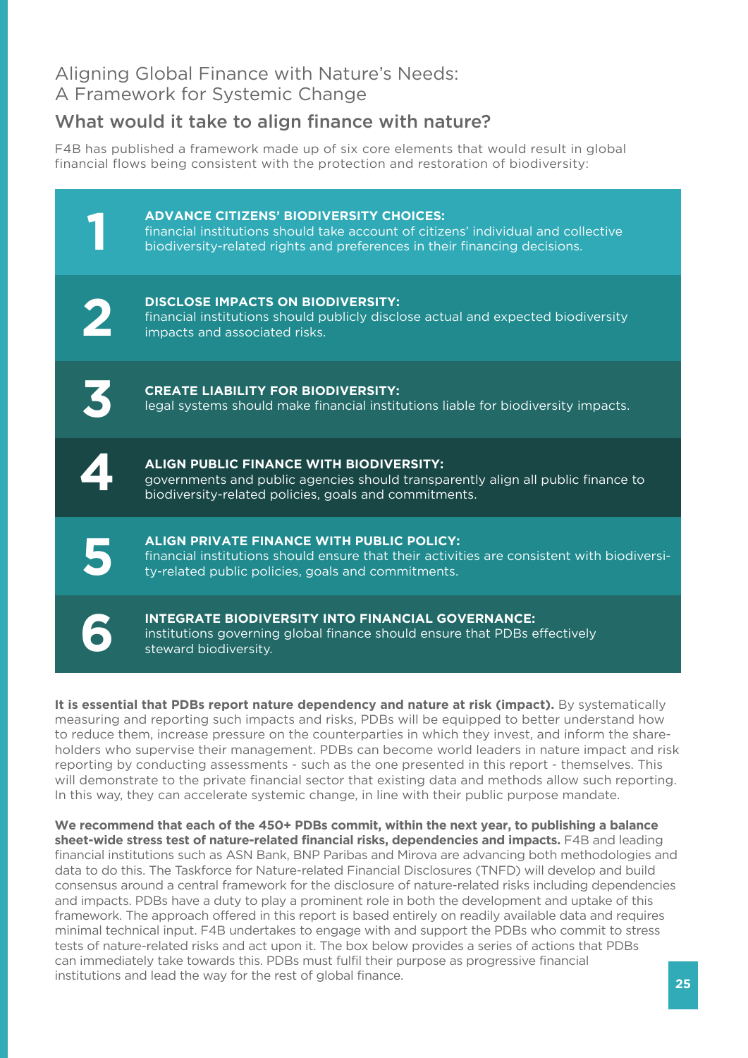## Aligning Global Finance with Nature's Needs: A Framework for Systemic Change

### What would it take to align finance with nature?

F4B has published a framework made up of six core elements that would result in global financial flows being consistent with the protection and restoration of biodiversity:

1. **ADVANCE CITIZENS' BIODIVERSITY CHOICES:** financial institutions should take account of citizens' individual and collective biodiversity-related rights and preferences in their financing decisions.
2. **DISCLOSE IMPACTS ON BIODIVERSITY:** financial institutions should publicly disclose actual and expected biodiversity impacts and associated risks.
3. **CREATE LIABILITY FOR BIODIVERSITY:** legal systems should make financial institutions liable for biodiversity impacts.
4. **ALIGN PUBLIC FINANCE WITH BIODIVERSITY:** governments and public agencies should transparently align all public finance to biodiversity-related policies, goals and commitments.
5. **ALIGN PRIVATE FINANCE WITH PUBLIC POLICY:** financial institutions should ensure that their activities are consistent with biodiversity-related public policies, goals and commitments.
6. **INTEGRATE BIODIVERSITY INTO FINANCIAL GOVERNANCE:** institutions governing global finance should ensure that PDBs effectively steward biodiversity.

**It is essential that PDBs report nature dependency and nature at risk (impact).** By systematically measuring and reporting such impacts and risks, PDBs will be equipped to better understand how to reduce them, increase pressure on the counterparties in which they invest, and inform the shareholders who supervise their management. PDBs can become world leaders in nature impact and risk reporting by conducting assessments - such as the one presented in this report - themselves. This will demonstrate to the private financial sector that existing data and methods allow such reporting. In this way, they can accelerate systemic change, in line with their public purpose mandate.

**We recommend that each of the 450+ PDBs commit, within the next year, to publishing a balance sheet-wide stress test of nature-related financial risks, dependencies and impacts.** F4B and leading financial institutions such as ASN Bank, BNP Paribas and Mirova are advancing both methodologies and data to do this. The Taskforce for Nature-related Financial Disclosures (TNFD) will develop and build consensus around a central framework for the disclosure of nature-related risks including dependencies and impacts. PDBs have a duty to play a prominent role in both the development and uptake of this framework. The approach offered in this report is based entirely on readily available data and requires minimal technical input. F4B undertakes to engage with and support the PDBs who commit to stress tests of nature-related risks and act upon it. The box below provides a series of actions that PDBs can immediately take towards this. PDBs must fulfil their purpose as progressive financial institutions and lead the way for the rest of global finance.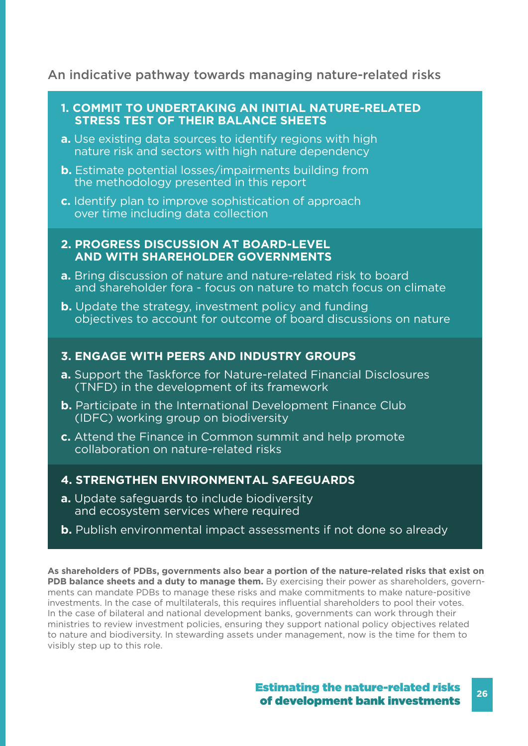## An indicative pathway towards managing nature-related risks

### 1. COMMIT TO UNDERTAKING AN INITIAL NATURE-RELATED STRESS TEST OF THEIR BALANCE SHEETS

**a.** Use existing data sources to identify regions with high nature risk and sectors with high nature dependency

**b.** Estimate potential losses/impairments building from the methodology presented in this report

**c.** Identify plan to improve sophistication of approach over time including data collection

### 2. PROGRESS DISCUSSION AT BOARD-LEVEL AND WITH SHAREHOLDER GOVERNMENTS

**a.** Bring discussion of nature and nature-related risk to board and shareholder fora - focus on nature to match focus on climate

**b.** Update the strategy, investment policy and funding objectives to account for outcome of board discussions on nature

### 3. ENGAGE WITH PEERS AND INDUSTRY GROUPS

**a.** Support the Taskforce for Nature-related Financial Disclosures (TNFD) in the development of its framework

**b.** Participate in the International Development Finance Club (IDFC) working group on biodiversity

**c.** Attend the Finance in Common summit and help promote collaboration on nature-related risks

### 4. STRENGTHEN ENVIRONMENTAL SAFEGUARDS

**a.** Update safeguards to include biodiversity and ecosystem services where required

**b.** Publish environmental impact assessments if not done so already

**As shareholders of PDBs, governments also bear a portion of the nature-related risks that exist on PDB balance sheets and a duty to manage them.** By exercising their power as shareholders, governments can mandate PDBs to manage these risks and make commitments to make nature-positive investments. In the case of multilaterals, this requires influential shareholders to pool their votes. In the case of bilateral and national development banks, governments can work through their ministries to review investment policies, ensuring they support national policy objectives related to nature and biodiversity. In stewarding assets under management, now is the time for them to visibly step up to this role.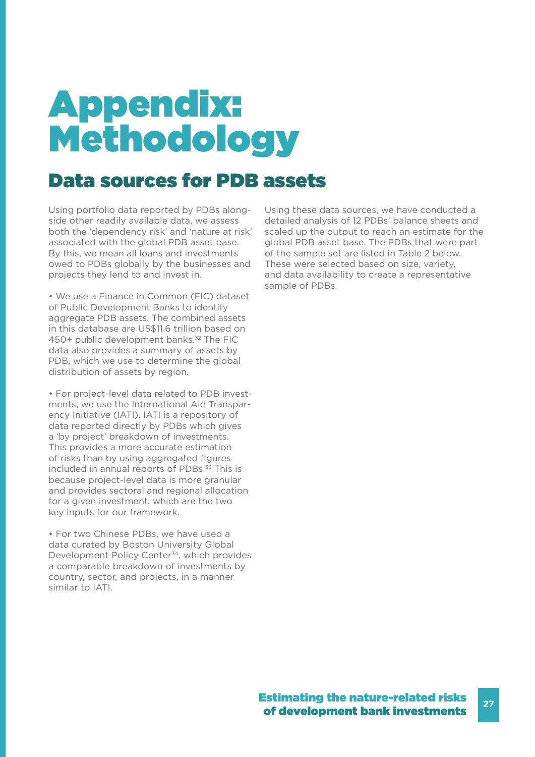# Appendix: Methodology

## Data sources for PDB assets

Using portfolio data reported by PDBs alongside other readily available data, we assess both the 'dependency risk' and 'nature at risk' associated with the global PDB asset base. By this, we mean all loans and investments owed to PDBs globally by the businesses and projects they lend to and invest in.

- We use a Finance in Common (FIC) dataset of Public Development Banks to identify aggregate PDB assets. The combined assets in this database are US$11.6 trillion based on 450+ public development banks.[32] The FIC data also provides a summary of assets by PDB, which we use to determine the global distribution of assets by region.

- For project-level data related to PDB investments, we use the International Aid Transparency Initiative (IATI). IATI is a repository of data reported directly by PDBs which gives a 'by project' breakdown of investments. This provides a more accurate estimation of risks than by using aggregated figures included in annual reports of PDBs.[33] This is because project-level data is more granular and provides sectoral and regional allocation for a given investment, which are the two key inputs for our framework.

- For two Chinese PDBs, we have used a data curated by Boston University Global Development Policy Center[34], which provides a comparable breakdown of investments by country, sector, and projects, in a manner similar to IATI.

Using these data sources, we have conducted a detailed analysis of 12 PDBs' balance sheets and scaled up the output to reach an estimate for the global PDB asset base. The PDBs that were part of the sample set are listed in Table 2 below. These were selected based on size, variety, and data availability to create a representative sample of PDBs.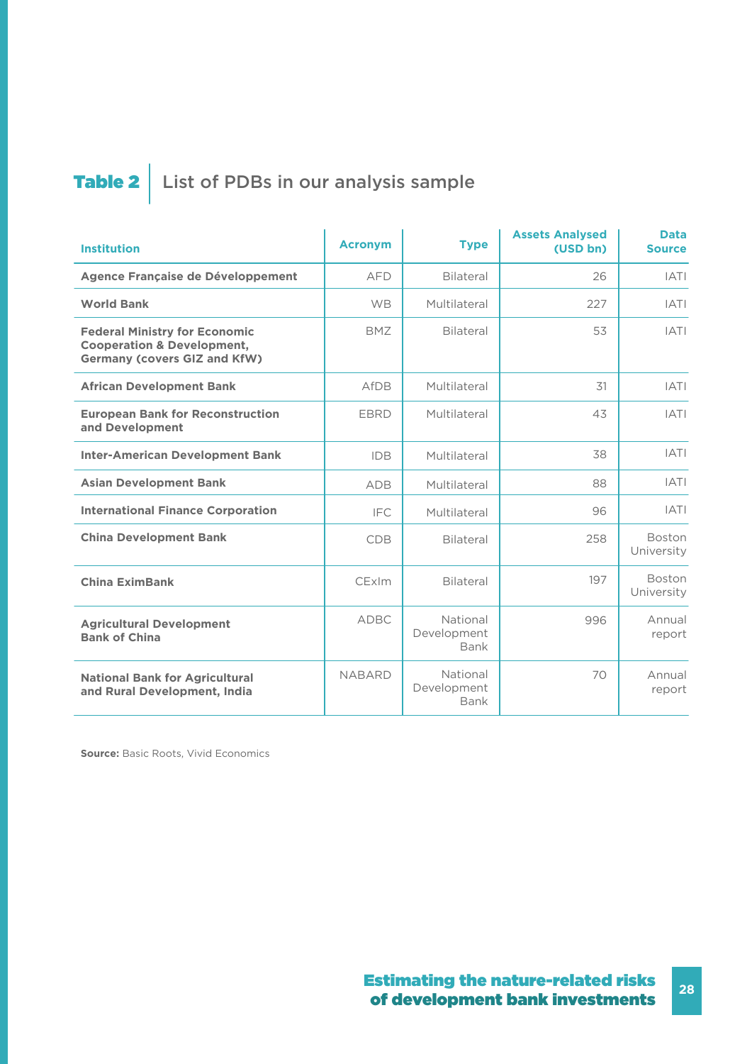**Table 2** | List of PDBs in our analysis sample

| Institution | Acronym | Type | Assets Analysed (USD bn) | Data Source |
|---|---|---|---|---|
| **Agence Française de Développement** | AFD | Bilateral | 26 | IATI |
| **World Bank** | WB | Multilateral | 227 | IATI |
| **Federal Ministry for Economic Cooperation & Development, Germany (covers GIZ and KfW)** | BMZ | Bilateral | 53 | IATI |
| **African Development Bank** | AfDB | Multilateral | 31 | IATI |
| **European Bank for Reconstruction and Development** | EBRD | Multilateral | 43 | IATI |
| **Inter-American Development Bank** | IDB | Multilateral | 38 | IATI |
| **Asian Development Bank** | ADB | Multilateral | 88 | IATI |
| **International Finance Corporation** | IFC | Multilateral | 96 | IATI |
| **China Development Bank** | CDB | Bilateral | 258 | Boston University |
| **China EximBank** | CExIm | Bilateral | 197 | Boston University |
| **Agricultural Development Bank of China** | ADBC | National Development Bank | 996 | Annual report |
| **National Bank for Agricultural and Rural Development, India** | NABARD | National Development Bank | 70 | Annual report |

**Source:** Basic Roots, Vivid Economics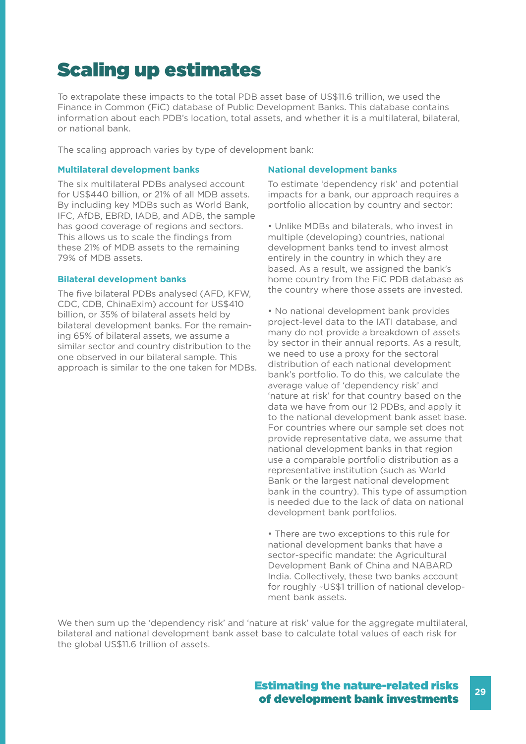# Scaling up estimates

To extrapolate these impacts to the total PDB asset base of US$11.6 trillion, we used the Finance in Common (FiC) database of Public Development Banks. This database contains information about each PDB's location, total assets, and whether it is a multilateral, bilateral, or national bank.

The scaling approach varies by type of development bank:

### Multilateral development banks

The six multilateral PDBs analysed account for US$440 billion, or 21% of all MDB assets. By including key MDBs such as World Bank, IFC, AfDB, EBRD, IADB, and ADB, the sample has good coverage of regions and sectors. This allows us to scale the findings from these 21% of MDB assets to the remaining 79% of MDB assets.

### Bilateral development banks

The five bilateral PDBs analysed (AFD, KFW, CDC, CDB, ChinaExim) account for US$410 billion, or 35% of bilateral assets held by bilateral development banks. For the remaining 65% of bilateral assets, we assume a similar sector and country distribution to the one observed in our bilateral sample. This approach is similar to the one taken for MDBs.

### National development banks

To estimate 'dependency risk' and potential impacts for a bank, our approach requires a portfolio allocation by country and sector:

- Unlike MDBs and bilaterals, who invest in multiple (developing) countries, national development banks tend to invest almost entirely in the country in which they are based. As a result, we assigned the bank's home country from the FiC PDB database as the country where those assets are invested.

- No national development bank provides project-level data to the IATI database, and many do not provide a breakdown of assets by sector in their annual reports. As a result, we need to use a proxy for the sectoral distribution of each national development bank's portfolio. To do this, we calculate the average value of 'dependency risk' and 'nature at risk' for that country based on the data we have from our 12 PDBs, and apply it to the national development bank asset base. For countries where our sample set does not provide representative data, we assume that national development banks in that region use a comparable portfolio distribution as a representative institution (such as World Bank or the largest national development bank in the country). This type of assumption is needed due to the lack of data on national development bank portfolios.

- There are two exceptions to this rule for national development banks that have a sector-specific mandate: the Agricultural Development Bank of China and NABARD India. Collectively, these two banks account for roughly ~US$1 trillion of national development bank assets.

We then sum up the 'dependency risk' and 'nature at risk' value for the aggregate multilateral, bilateral and national development bank asset base to calculate total values of each risk for the global US$11.6 trillion of assets.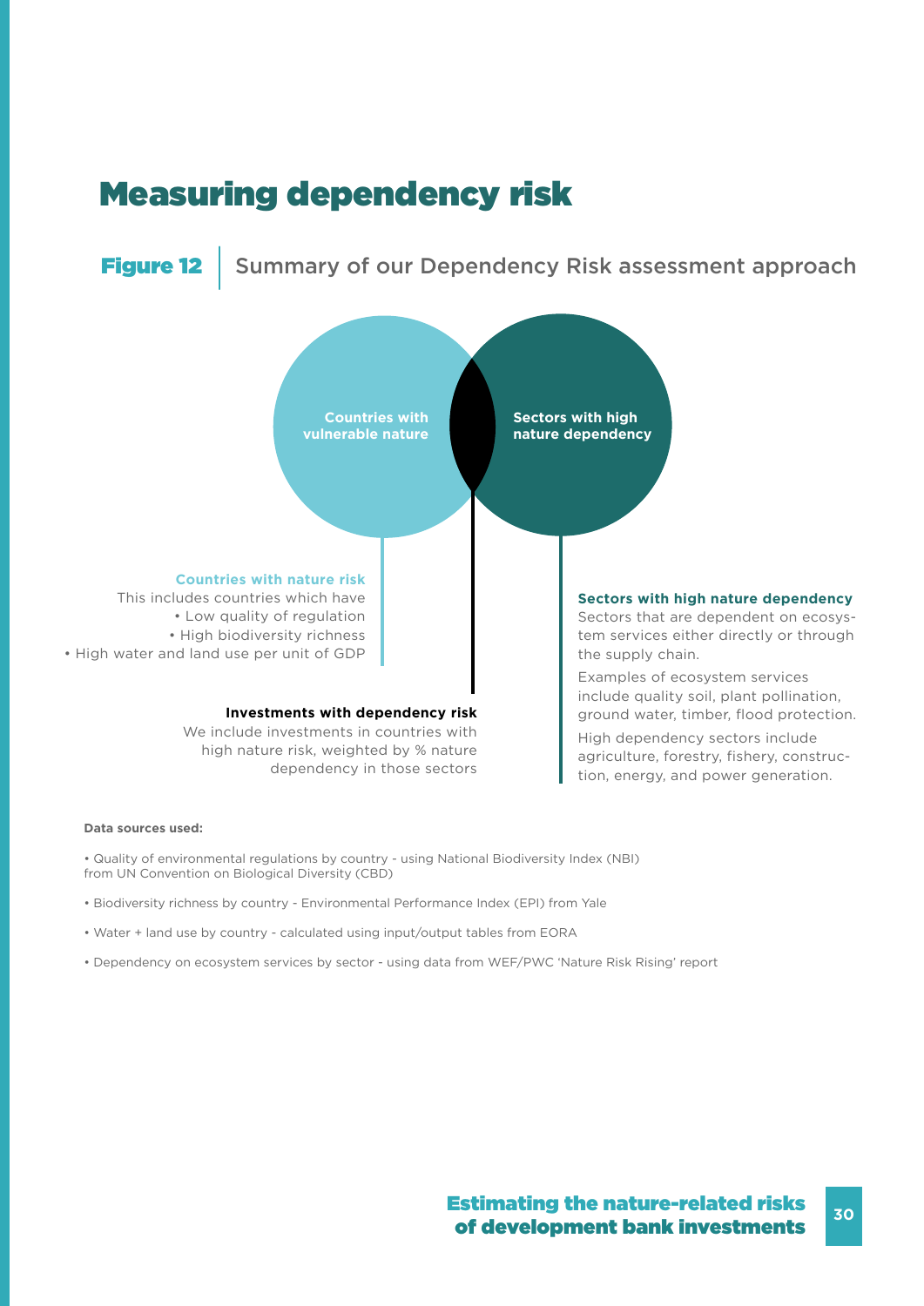# Measuring dependency risk

**Figure 12** | Summary of our Dependency Risk assessment approach

**Countries with vulnerable nature**

**Sectors with high nature dependency**

**Countries with nature risk**

This includes countries which have

- Low quality of regulation
- High biodiversity richness
- High water and land use per unit of GDP

**Investments with dependency risk**

We include investments in countries with high nature risk, weighted by % nature dependency in those sectors

**Sectors with high nature dependency**

Sectors that are dependent on ecosystem services either directly or through the supply chain.

Examples of ecosystem services include quality soil, plant pollination, ground water, timber, flood protection.

High dependency sectors include agriculture, forestry, fishery, construction, energy, and power generation.

**Data sources used:**

- Quality of environmental regulations by country - using National Biodiversity Index (NBI) from UN Convention on Biological Diversity (CBD)
- Biodiversity richness by country - Environmental Performance Index (EPI) from Yale
- Water + land use by country - calculated using input/output tables from EORA
- Dependency on ecosystem services by sector - using data from WEF/PWC 'Nature Risk Rising' report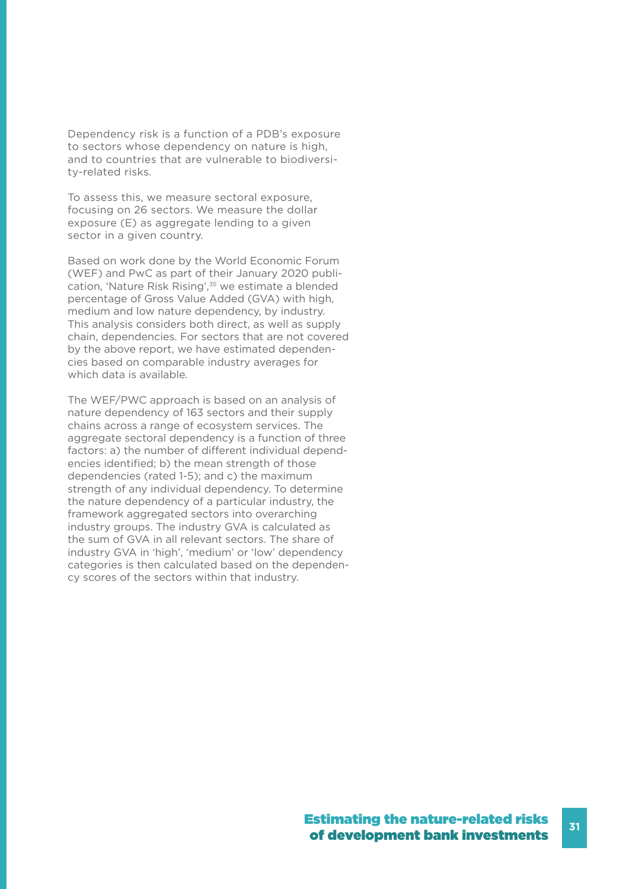Dependency risk is a function of a PDB's exposure to sectors whose dependency on nature is high, and to countries that are vulnerable to biodiversity-related risks.

To assess this, we measure sectoral exposure, focusing on 26 sectors. We measure the dollar exposure (E) as aggregate lending to a given sector in a given country.

Based on work done by the World Economic Forum (WEF) and PwC as part of their January 2020 publication, 'Nature Risk Rising',[35] we estimate a blended percentage of Gross Value Added (GVA) with high, medium and low nature dependency, by industry. This analysis considers both direct, as well as supply chain, dependencies. For sectors that are not covered by the above report, we have estimated dependencies based on comparable industry averages for which data is available.

The WEF/PWC approach is based on an analysis of nature dependency of 163 sectors and their supply chains across a range of ecosystem services. The aggregate sectoral dependency is a function of three factors: a) the number of different individual dependencies identified; b) the mean strength of those dependencies (rated 1-5); and c) the maximum strength of any individual dependency. To determine the nature dependency of a particular industry, the framework aggregated sectors into overarching industry groups. The industry GVA is calculated as the sum of GVA in all relevant sectors. The share of industry GVA in 'high', 'medium' or 'low' dependency categories is then calculated based on the dependency scores of the sectors within that industry.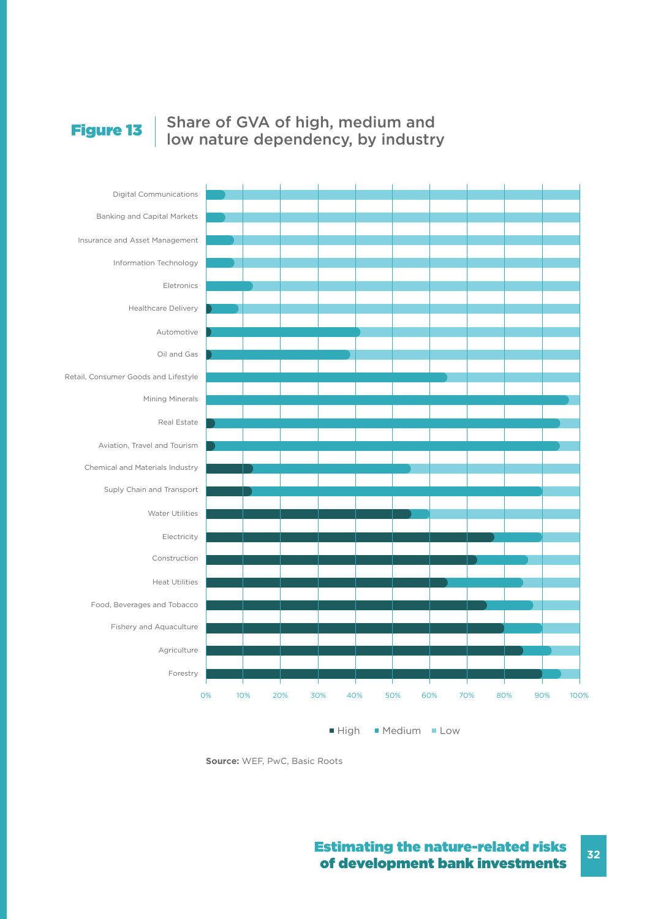**Figure 13** | Share of GVA of high, medium and low nature dependency, by industry

Digital Communications
Banking and Capital Markets
Insurance and Asset Management
Information Technology
Eletronics
Healthcare Delivery
Automotive
Oil and Gas
Retail, Consumer Goods and Lifestyle
Mining Minerals
Real Estate
Aviation, Travel and Tourism
Chemical and Materials Industry
Suply Chain and Transport
Water Utilities
Electricity
Construction
Heat Utilities
Food, Beverages and Tobacco
Fishery and Aquaculture
Agriculture
Forestry

0% 10% 20% 30% 40% 50% 60% 70% 80% 90% 100%

■ High ■ Medium ■ Low

**Source:** WEF, PwC, Basic Roots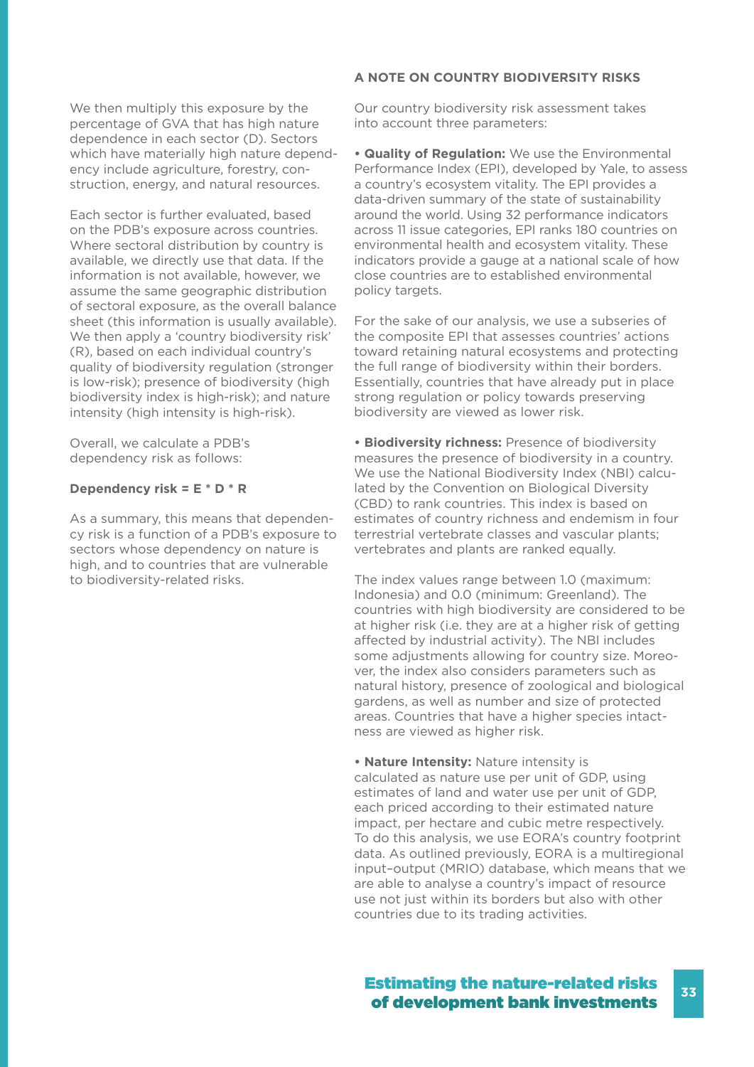We then multiply this exposure by the percentage of GVA that has high nature dependence in each sector (D). Sectors which have materially high nature dependency include agriculture, forestry, construction, energy, and natural resources.

Each sector is further evaluated, based on the PDB's exposure across countries. Where sectoral distribution by country is available, we directly use that data. If the information is not available, however, we assume the same geographic distribution of sectoral exposure, as the overall balance sheet (this information is usually available). We then apply a 'country biodiversity risk' (R), based on each individual country's quality of biodiversity regulation (stronger is low-risk); presence of biodiversity (high biodiversity index is high-risk); and nature intensity (high intensity is high-risk).

Overall, we calculate a PDB's dependency risk as follows:

**Dependency risk = E * D * R**

As a summary, this means that dependency risk is a function of a PDB's exposure to sectors whose dependency on nature is high, and to countries that are vulnerable to biodiversity-related risks.

#### A NOTE ON COUNTRY BIODIVERSITY RISKS

Our country biodiversity risk assessment takes into account three parameters:

- **Quality of Regulation:** We use the Environmental Performance Index (EPI), developed by Yale, to assess a country's ecosystem vitality. The EPI provides a data-driven summary of the state of sustainability around the world. Using 32 performance indicators across 11 issue categories, EPI ranks 180 countries on environmental health and ecosystem vitality. These indicators provide a gauge at a national scale of how close countries are to established environmental policy targets.

For the sake of our analysis, we use a subseries of the composite EPI that assesses countries' actions toward retaining natural ecosystems and protecting the full range of biodiversity within their borders. Essentially, countries that have already put in place strong regulation or policy towards preserving biodiversity are viewed as lower risk.

- **Biodiversity richness:** Presence of biodiversity measures the presence of biodiversity in a country. We use the National Biodiversity Index (NBI) calculated by the Convention on Biological Diversity (CBD) to rank countries. This index is based on estimates of country richness and endemism in four terrestrial vertebrate classes and vascular plants; vertebrates and plants are ranked equally.

The index values range between 1.0 (maximum: Indonesia) and 0.0 (minimum: Greenland). The countries with high biodiversity are considered to be at higher risk (i.e. they are at a higher risk of getting affected by industrial activity). The NBI includes some adjustments allowing for country size. Moreover, the index also considers parameters such as natural history, presence of zoological and biological gardens, as well as number and size of protected areas. Countries that have a higher species intactness are viewed as higher risk.

- **Nature Intensity:** Nature intensity is calculated as nature use per unit of GDP, using estimates of land and water use per unit of GDP, each priced according to their estimated nature impact, per hectare and cubic metre respectively. To do this analysis, we use EORA's country footprint data. As outlined previously, EORA is a multiregional input–output (MRIO) database, which means that we are able to analyse a country's impact of resource use not just within its borders but also with other countries due to its trading activities.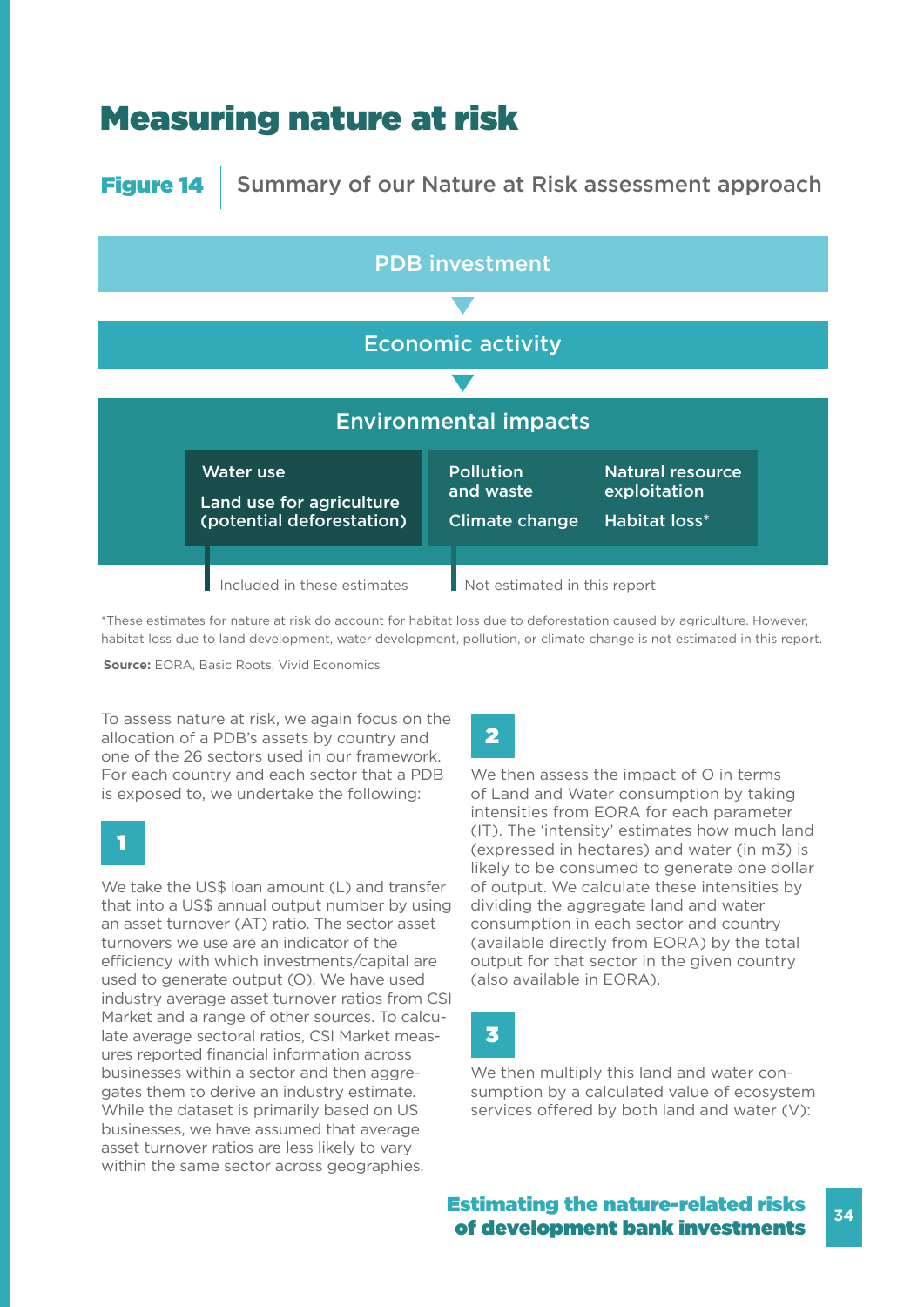# Measuring nature at risk

**Figure 14** Summary of our Nature at Risk assessment approach

PDB investment

↓

Economic activity

↓

Environmental impacts

| Included in these estimates | Not estimated in this report | |
|---|---|---|
| Water use | Pollution and waste | Natural resource exploitation |
| Land use for agriculture (potential deforestation) | Climate change | Habitat loss* |

*These estimates for nature at risk do account for habitat loss due to deforestation caused by agriculture. However, habitat loss due to land development, water development, pollution, or climate change is not estimated in this report.

**Source:** EORA, Basic Roots, Vivid Economics

To assess nature at risk, we again focus on the allocation of a PDB's assets by country and one of the 26 sectors used in our framework. For each country and each sector that a PDB is exposed to, we undertake the following:

**1**

We take the US$ loan amount (L) and transfer that into a US$ annual output number by using an asset turnover (AT) ratio. The sector asset turnovers we use are an indicator of the efficiency with which investments/capital are used to generate output (O). We have used industry average asset turnover ratios from CSI Market and a range of other sources. To calculate average sectoral ratios, CSI Market measures reported financial information across businesses within a sector and then aggregates them to derive an industry estimate. While the dataset is primarily based on US businesses, we have assumed that average asset turnover ratios are less likely to vary within the same sector across geographies.

**2**

We then assess the impact of O in terms of Land and Water consumption by taking intensities from EORA for each parameter (IT). The 'intensity' estimates how much land (expressed in hectares) and water (in m3) is likely to be consumed to generate one dollar of output. We calculate these intensities by dividing the aggregate land and water consumption in each sector and country (available directly from EORA) by the total output for that sector in the given country (also available in EORA).

**3**

We then multiply this land and water consumption by a calculated value of ecosystem services offered by both land and water (V):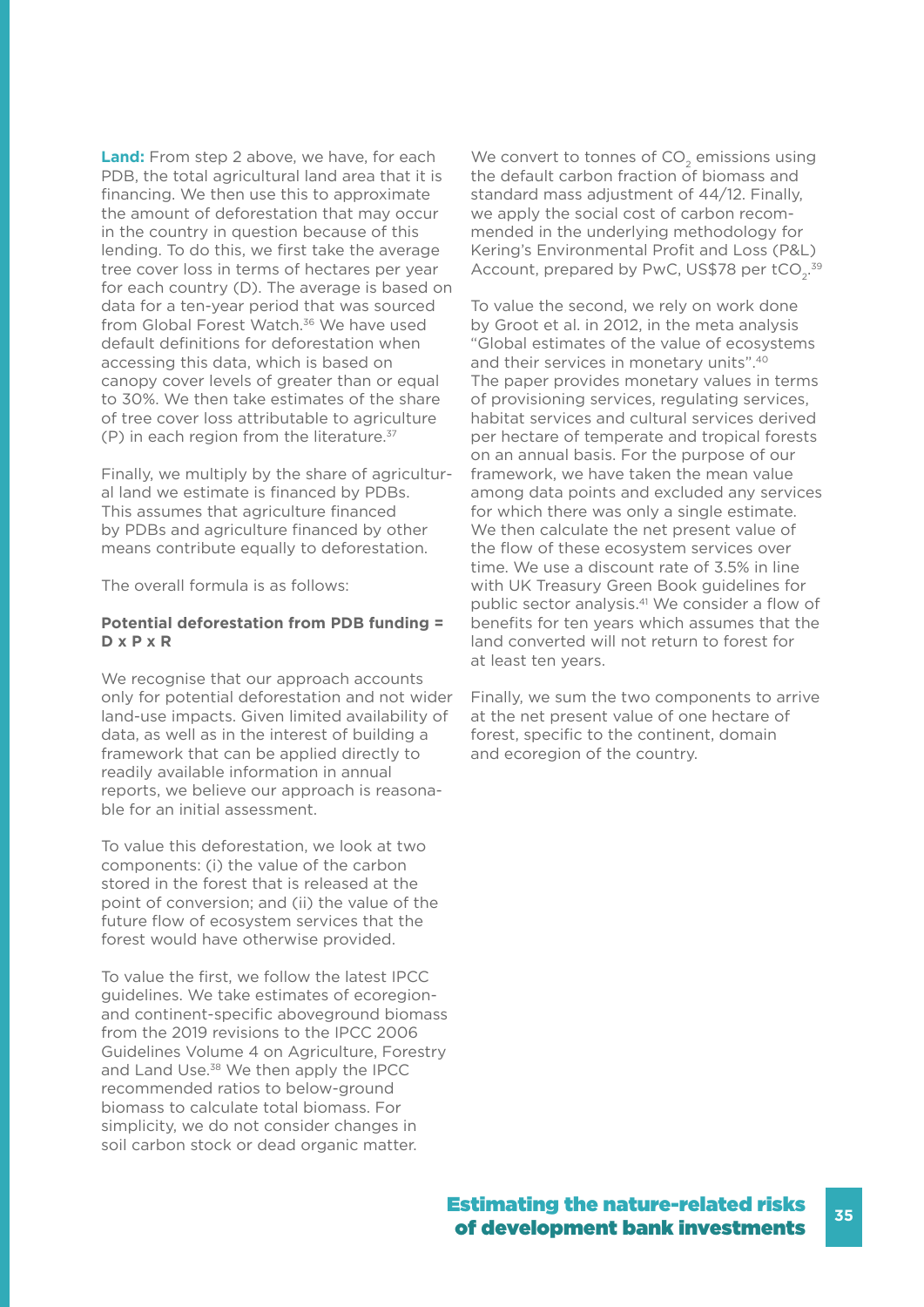**Land:** From step 2 above, we have, for each PDB, the total agricultural land area that it is financing. We then use this to approximate the amount of deforestation that may occur in the country in question because of this lending. To do this, we first take the average tree cover loss in terms of hectares per year for each country (D). The average is based on data for a ten-year period that was sourced from Global Forest Watch.[36] We have used default definitions for deforestation when accessing this data, which is based on canopy cover levels of greater than or equal to 30%. We then take estimates of the share of tree cover loss attributable to agriculture (P) in each region from the literature.[37]

Finally, we multiply by the share of agricultural land we estimate is financed by PDBs. This assumes that agriculture financed by PDBs and agriculture financed by other means contribute equally to deforestation.

The overall formula is as follows:

**Potential deforestation from PDB funding = D x P x R**

We recognise that our approach accounts only for potential deforestation and not wider land-use impacts. Given limited availability of data, as well as in the interest of building a framework that can be applied directly to readily available information in annual reports, we believe our approach is reasonable for an initial assessment.

To value this deforestation, we look at two components: (i) the value of the carbon stored in the forest that is released at the point of conversion; and (ii) the value of the future flow of ecosystem services that the forest would have otherwise provided.

To value the first, we follow the latest IPCC guidelines. We take estimates of ecoregion- and continent-specific aboveground biomass from the 2019 revisions to the IPCC 2006 Guidelines Volume 4 on Agriculture, Forestry and Land Use.[38] We then apply the IPCC recommended ratios to below-ground biomass to calculate total biomass. For simplicity, we do not consider changes in soil carbon stock or dead organic matter.

We convert to tonnes of $CO_2$ emissions using the default carbon fraction of biomass and standard mass adjustment of 44/12. Finally, we apply the social cost of carbon recommended in the underlying methodology for Kering's Environmental Profit and Loss (P&L) Account, prepared by PwC, US$78 per $tCO_2$.[39]

To value the second, we rely on work done by Groot et al. in 2012, in the meta analysis "Global estimates of the value of ecosystems and their services in monetary units".[40] The paper provides monetary values in terms of provisioning services, regulating services, habitat services and cultural services derived per hectare of temperate and tropical forests on an annual basis. For the purpose of our framework, we have taken the mean value among data points and excluded any services for which there was only a single estimate. We then calculate the net present value of the flow of these ecosystem services over time. We use a discount rate of 3.5% in line with UK Treasury Green Book guidelines for public sector analysis.[41] We consider a flow of benefits for ten years which assumes that the land converted will not return to forest for at least ten years.

Finally, we sum the two components to arrive at the net present value of one hectare of forest, specific to the continent, domain and ecoregion of the country.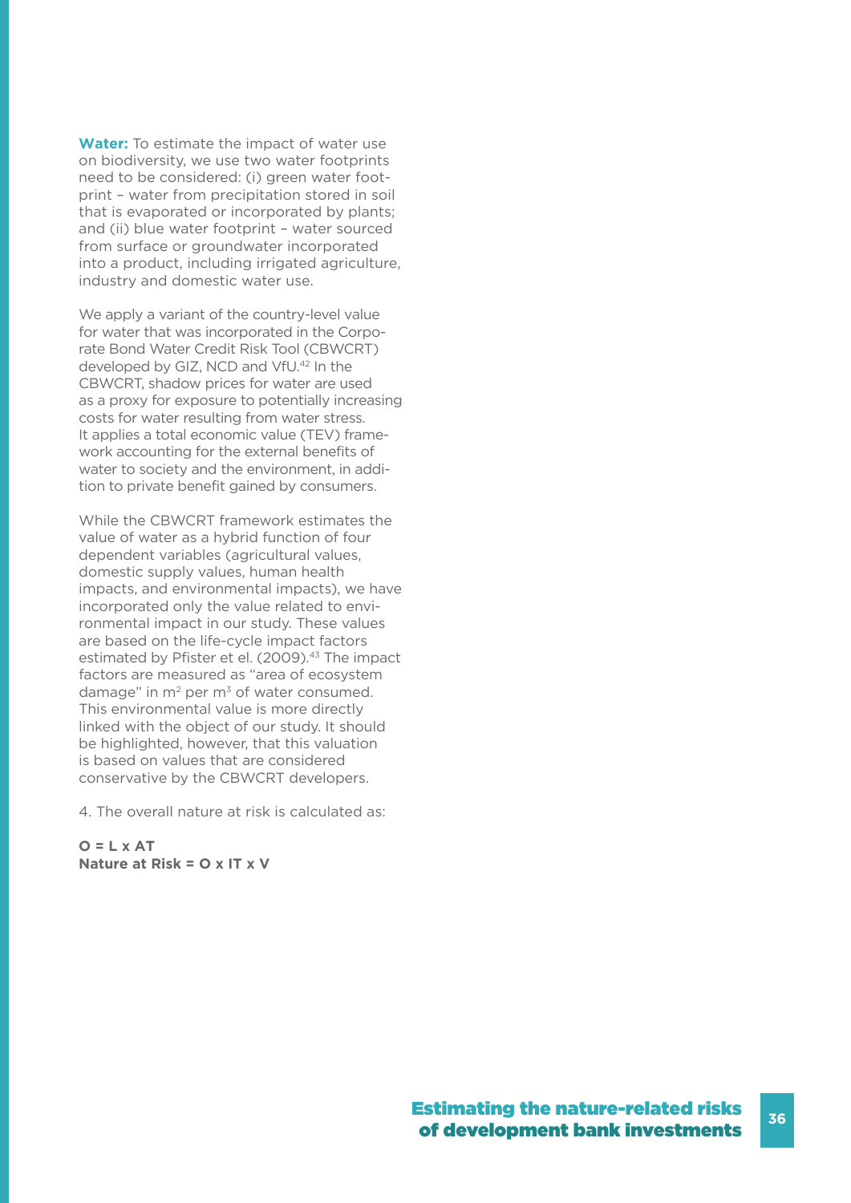**Water:** To estimate the impact of water use on biodiversity, we use two water footprints need to be considered: (i) green water footprint – water from precipitation stored in soil that is evaporated or incorporated by plants; and (ii) blue water footprint – water sourced from surface or groundwater incorporated into a product, including irrigated agriculture, industry and domestic water use.

We apply a variant of the country-level value for water that was incorporated in the Corporate Bond Water Credit Risk Tool (CBWCRT) developed by GIZ, NCD and VfU.[42] In the CBWCRT, shadow prices for water are used as a proxy for exposure to potentially increasing costs for water resulting from water stress. It applies a total economic value (TEV) framework accounting for the external benefits of water to society and the environment, in addition to private benefit gained by consumers.

While the CBWCRT framework estimates the value of water as a hybrid function of four dependent variables (agricultural values, domestic supply values, human health impacts, and environmental impacts), we have incorporated only the value related to environmental impact in our study. These values are based on the life-cycle impact factors estimated by Pfister et el. (2009).[43] The impact factors are measured as "area of ecosystem damage" in $m^2$ per $m^3$ of water consumed. This environmental value is more directly linked with the object of our study. It should be highlighted, however, that this valuation is based on values that are considered conservative by the CBWCRT developers.

4. The overall nature at risk is calculated as:

**O = L x AT**
**Nature at Risk = O x IT x V**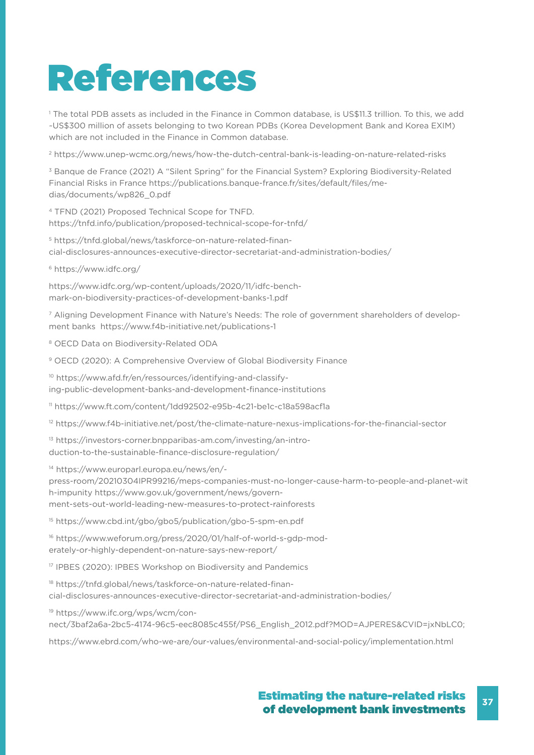# References

[1] The total PDB assets as included in the Finance in Common database, is US$11.3 trillion. To this, we add ~US$300 million of assets belonging to two Korean PDBs (Korea Development Bank and Korea EXIM) which are not included in the Finance in Common database.

[2] https://www.unep-wcmc.org/news/how-the-dutch-central-bank-is-leading-on-nature-related-risks

[3] Banque de France (2021) A "Silent Spring" for the Financial System? Exploring Biodiversity-Related Financial Risks in France https://publications.banque-france.fr/sites/default/files/medias/documents/wp826_0.pdf

[4] TFND (2021) Proposed Technical Scope for TNFD. https://tnfd.info/publication/proposed-technical-scope-for-tnfd/

[5] https://tnfd.global/news/taskforce-on-nature-related-financial-disclosures-announces-executive-director-secretariat-and-administration-bodies/

[6] https://www.idfc.org/

https://www.idfc.org/wp-content/uploads/2020/11/idfc-benchmark-on-biodiversity-practices-of-development-banks-1.pdf

[7] Aligning Development Finance with Nature's Needs: The role of government shareholders of development banks https://www.f4b-initiative.net/publications-1

[8] OECD Data on Biodiversity-Related ODA

[9] OECD (2020): A Comprehensive Overview of Global Biodiversity Finance

[10] https://www.afd.fr/en/ressources/identifying-and-classifying-public-development-banks-and-development-finance-institutions

[11] https://www.ft.com/content/1dd92502-e95b-4c21-be1c-c18a598acf1a

[12] https://www.f4b-initiative.net/post/the-climate-nature-nexus-implications-for-the-financial-sector

[13] https://investors-corner.bnpparibas-am.com/investing/an-introduction-to-the-sustainable-finance-disclosure-regulation/

[14] https://www.europarl.europa.eu/news/en/press-room/20210304IPR99216/meps-companies-must-no-longer-cause-harm-to-people-and-planet-with-impunity https://www.gov.uk/government/news/government-sets-out-world-leading-new-measures-to-protect-rainforests

[15] https://www.cbd.int/gbo/gbo5/publication/gbo-5-spm-en.pdf

[16] https://www.weforum.org/press/2020/01/half-of-world-s-gdp-moderately-or-highly-dependent-on-nature-says-new-report/

[17] IPBES (2020): IPBES Workshop on Biodiversity and Pandemics

[18] https://tnfd.global/news/taskforce-on-nature-related-financial-disclosures-announces-executive-director-secretariat-and-administration-bodies/

[19] https://www.ifc.org/wps/wcm/connect/3baf2a6a-2bc5-4174-96c5-eec8085c455f/PS6_English_2012.pdf?MOD=AJPERES&CVID=jxNbLC0;

https://www.ebrd.com/who-we-are/our-values/environmental-and-social-policy/implementation.html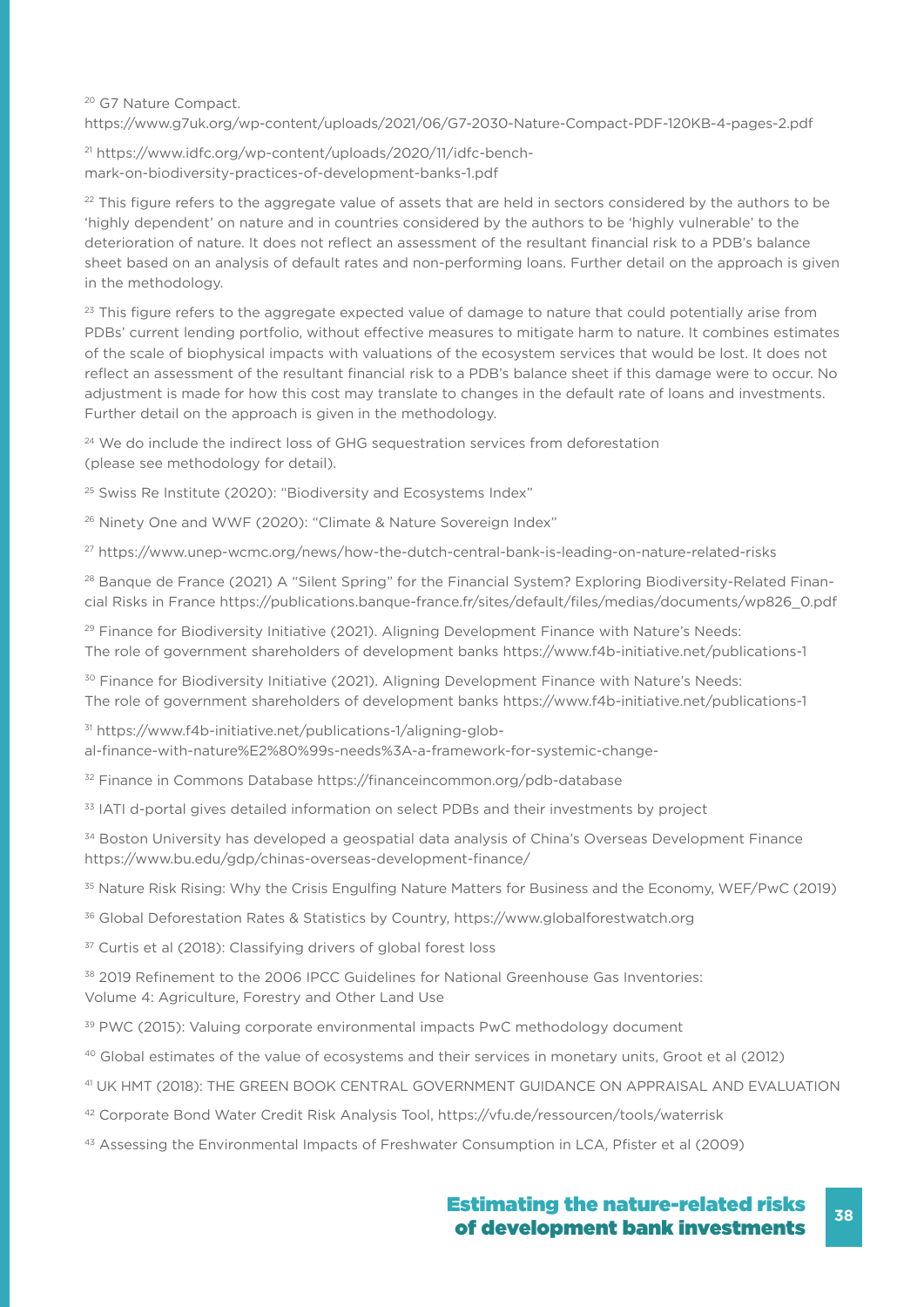[20] G7 Nature Compact.
https://www.g7uk.org/wp-content/uploads/2021/06/G7-2030-Nature-Compact-PDF-120KB-4-pages-2.pdf

[21] https://www.idfc.org/wp-content/uploads/2020/11/idfc-benchmark-on-biodiversity-practices-of-development-banks-1.pdf

[22] This figure refers to the aggregate value of assets that are held in sectors considered by the authors to be 'highly dependent' on nature and in countries considered by the authors to be 'highly vulnerable' to the deterioration of nature. It does not reflect an assessment of the resultant financial risk to a PDB's balance sheet based on an analysis of default rates and non-performing loans. Further detail on the approach is given in the methodology.

[23] This figure refers to the aggregate expected value of damage to nature that could potentially arise from PDBs' current lending portfolio, without effective measures to mitigate harm to nature. It combines estimates of the scale of biophysical impacts with valuations of the ecosystem services that would be lost. It does not reflect an assessment of the resultant financial risk to a PDB's balance sheet if this damage were to occur. No adjustment is made for how this cost may translate to changes in the default rate of loans and investments. Further detail on the approach is given in the methodology.

[24] We do include the indirect loss of GHG sequestration services from deforestation (please see methodology for detail).

[25] Swiss Re Institute (2020): "Biodiversity and Ecosystems Index"

[26] Ninety One and WWF (2020): "Climate & Nature Sovereign Index"

[27] https://www.unep-wcmc.org/news/how-the-dutch-central-bank-is-leading-on-nature-related-risks

[28] Banque de France (2021) A "Silent Spring" for the Financial System? Exploring Biodiversity-Related Financial Risks in France https://publications.banque-france.fr/sites/default/files/medias/documents/wp826_0.pdf

[29] Finance for Biodiversity Initiative (2021). Aligning Development Finance with Nature's Needs: The role of government shareholders of development banks https://www.f4b-initiative.net/publications-1

[30] Finance for Biodiversity Initiative (2021). Aligning Development Finance with Nature's Needs: The role of government shareholders of development banks https://www.f4b-initiative.net/publications-1

[31] https://www.f4b-initiative.net/publications-1/aligning-global-finance-with-nature%E2%80%99s-needs%3A-a-framework-for-systemic-change-

[32] Finance in Commons Database https://financeincommon.org/pdb-database

[33] IATI d-portal gives detailed information on select PDBs and their investments by project

[34] Boston University has developed a geospatial data analysis of China's Overseas Development Finance https://www.bu.edu/gdp/chinas-overseas-development-finance/

[35] Nature Risk Rising: Why the Crisis Engulfing Nature Matters for Business and the Economy, WEF/PwC (2019)

[36] Global Deforestation Rates & Statistics by Country, https://www.globalforestwatch.org

[37] Curtis et al (2018): Classifying drivers of global forest loss

[38] 2019 Refinement to the 2006 IPCC Guidelines for National Greenhouse Gas Inventories: Volume 4: Agriculture, Forestry and Other Land Use

[39] PWC (2015): Valuing corporate environmental impacts PwC methodology document

[40] Global estimates of the value of ecosystems and their services in monetary units, Groot et al (2012)

[41] UK HMT (2018): THE GREEN BOOK CENTRAL GOVERNMENT GUIDANCE ON APPRAISAL AND EVALUATION

[42] Corporate Bond Water Credit Risk Analysis Tool, https://vfu.de/ressourcen/tools/waterrisk

[43] Assessing the Environmental Impacts of Freshwater Consumption in LCA, Pfister et al (2009)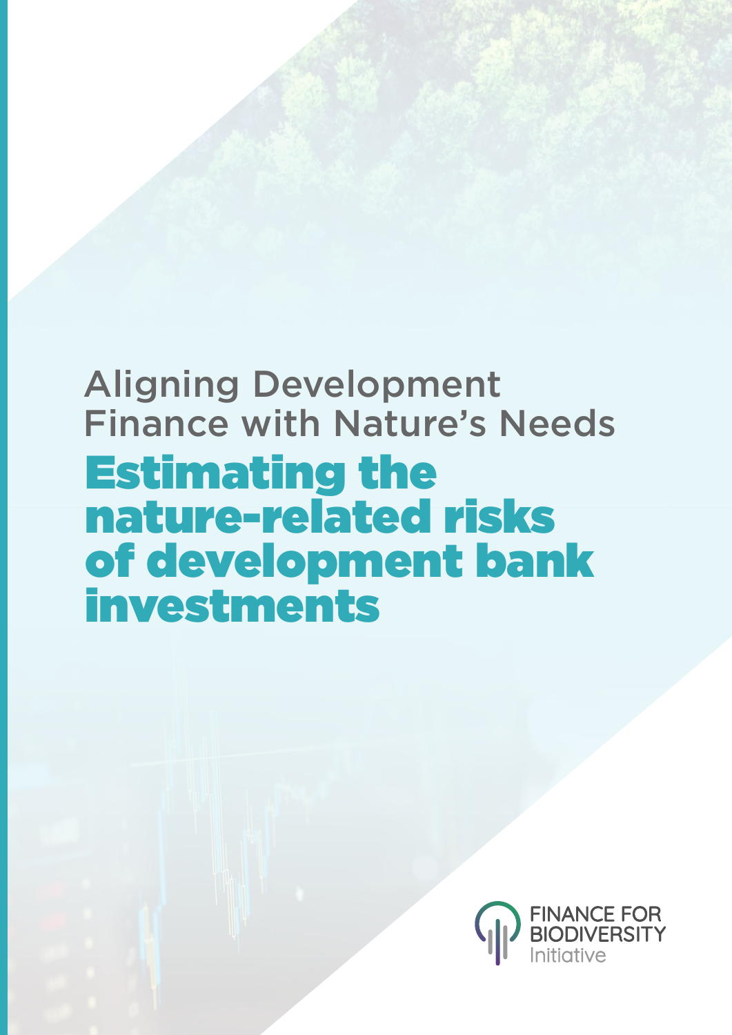Aligning Development Finance with Nature's Needs

# Estimating the nature-related risks of development bank investments

FINANCE FOR BIODIVERSITY Initiative